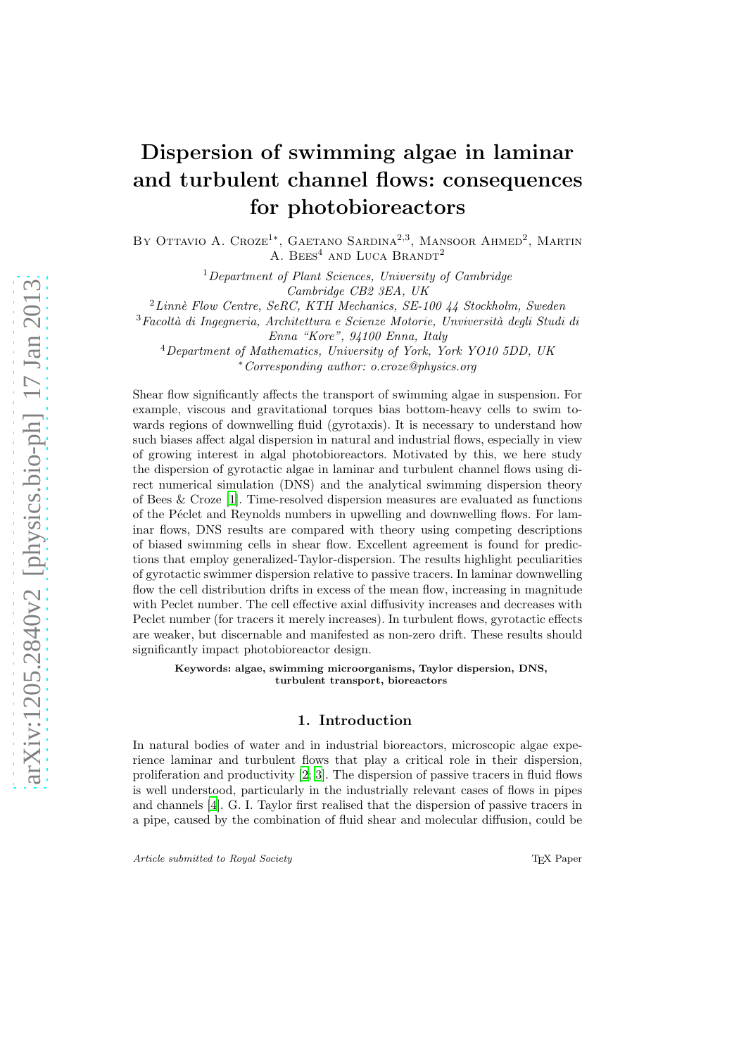# Dispersion of swimming algae in laminar and turbulent channel flows: consequences for photobioreactors

By Ottavio A. Croze[1*], Gaetano Sardina[2,3], Mansoor Ahmed[2], Martin A. Bees[4] and Luca Brandt[2]

[1]*Department of Plant Sciences, University of Cambridge Cambridge CB2 3EA, UK*

[2]*Linnè Flow Centre, SeRC, KTH Mechanics, SE-100 44 Stockholm, Sweden*

[3]*Facoltà di Ingegneria, Architettura e Scienze Motorie, Unviversità degli Studi di Enna "Kore", 94100 Enna, Italy*

[4]*Department of Mathematics, University of York, York YO10 5DD, UK*

[*]*Corresponding author: o.croze@physics.org*

Shear flow significantly affects the transport of swimming algae in suspension. For example, viscous and gravitational torques bias bottom-heavy cells to swim towards regions of downwelling fluid (gyrotaxis). It is necessary to understand how such biases affect algal dispersion in natural and industrial flows, especially in view of growing interest in algal photobioreactors. Motivated by this, we here study the dispersion of gyrotactic algae in laminar and turbulent channel flows using direct numerical simulation (DNS) and the analytical swimming dispersion theory of Bees & Croze [1]. Time-resolved dispersion measures are evaluated as functions of the Péclet and Reynolds numbers in upwelling and downwelling flows. For laminar flows, DNS results are compared with theory using competing descriptions of biased swimming cells in shear flow. Excellent agreement is found for predictions that employ generalized-Taylor-dispersion. The results highlight peculiarities of gyrotactic swimmer dispersion relative to passive tracers. In laminar downwelling flow the cell distribution drifts in excess of the mean flow, increasing in magnitude with Peclet number. The cell effective axial diffusivity increases and decreases with Peclet number (for tracers it merely increases). In turbulent flows, gyrotactic effects are weaker, but discernable and manifested as non-zero drift. These results should significantly impact photobioreactor design.

**Keywords: algae, swimming microorganisms, Taylor dispersion, DNS, turbulent transport, bioreactors**

## 1. Introduction

In natural bodies of water and in industrial bioreactors, microscopic algae experience laminar and turbulent flows that play a critical role in their dispersion, proliferation and productivity [2; 3]. The dispersion of passive tracers in fluid flows is well understood, particularly in the industrially relevant cases of flows in pipes and channels [4]. G. I. Taylor first realised that the dispersion of passive tracers in a pipe, caused by the combination of fluid shear and molecular diffusion, could be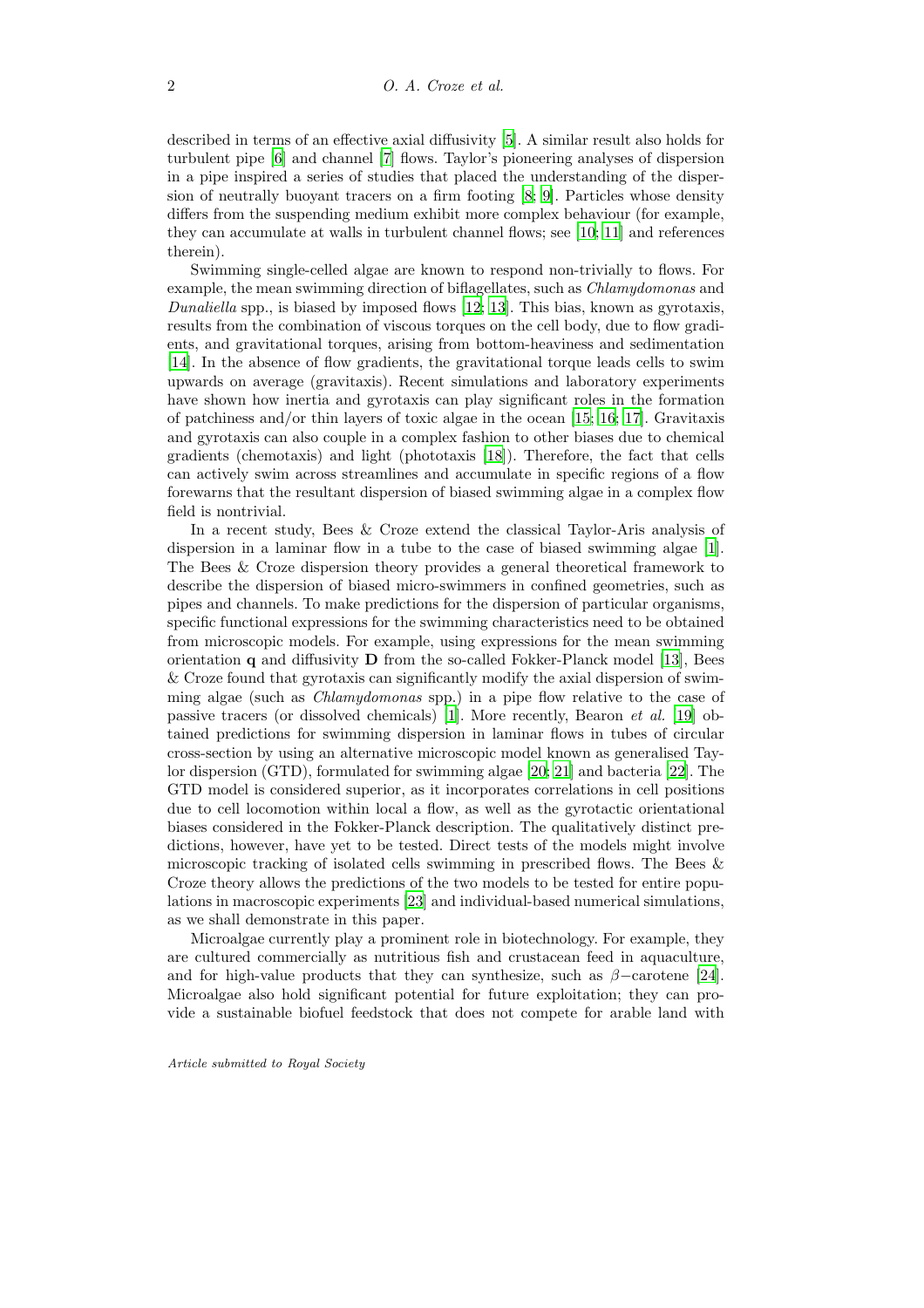described in terms of an effective axial diffusivity [5]. A similar result also holds for turbulent pipe [6] and channel [7] flows. Taylor's pioneering analyses of dispersion in a pipe inspired a series of studies that placed the understanding of the dispersion of neutrally buoyant tracers on a firm footing [8; 9]. Particles whose density differs from the suspending medium exhibit more complex behaviour (for example, they can accumulate at walls in turbulent channel flows; see [10; 11] and references therein).

Swimming single-celled algae are known to respond non-trivially to flows. For example, the mean swimming direction of biflagellates, such as *Chlamydomonas* and *Dunaliella* spp., is biased by imposed flows [12; 13]. This bias, known as gyrotaxis, results from the combination of viscous torques on the cell body, due to flow gradients, and gravitational torques, arising from bottom-heaviness and sedimentation [14]. In the absence of flow gradients, the gravitational torque leads cells to swim upwards on average (gravitaxis). Recent simulations and laboratory experiments have shown how inertia and gyrotaxis can play significant roles in the formation of patchiness and/or thin layers of toxic algae in the ocean [15; 16; 17]. Gravitaxis and gyrotaxis can also couple in a complex fashion to other biases due to chemical gradients (chemotaxis) and light (phototaxis [18]). Therefore, the fact that cells can actively swim across streamlines and accumulate in specific regions of a flow forewarns that the resultant dispersion of biased swimming algae in a complex flow field is nontrivial.

In a recent study, Bees & Croze extend the classical Taylor-Aris analysis of dispersion in a laminar flow in a tube to the case of biased swimming algae [1]. The Bees & Croze dispersion theory provides a general theoretical framework to describe the dispersion of biased micro-swimmers in confined geometries, such as pipes and channels. To make predictions for the dispersion of particular organisms, specific functional expressions for the swimming characteristics need to be obtained from microscopic models. For example, using expressions for the mean swimming orientation $\mathbf{q}$ and diffusivity $\mathbf{D}$ from the so-called Fokker-Planck model [13], Bees & Croze found that gyrotaxis can significantly modify the axial dispersion of swimming algae (such as *Chlamydomonas* spp.) in a pipe flow relative to the case of passive tracers (or dissolved chemicals) [1]. More recently, Bearon *et al.* [19] obtained predictions for swimming dispersion in laminar flows in tubes of circular cross-section by using an alternative microscopic model known as generalised Taylor dispersion (GTD), formulated for swimming algae [20; 21] and bacteria [22]. The GTD model is considered superior, as it incorporates correlations in cell positions due to cell locomotion within local a flow, as well as the gyrotactic orientational biases considered in the Fokker-Planck description. The qualitatively distinct predictions, however, have yet to be tested. Direct tests of the models might involve microscopic tracking of isolated cells swimming in prescribed flows. The Bees & Croze theory allows the predictions of the two models to be tested for entire populations in macroscopic experiments [23] and individual-based numerical simulations, as we shall demonstrate in this paper.

Microalgae currently play a prominent role in biotechnology. For example, they are cultured commercially as nutritious fish and crustacean feed in aquaculture, and for high-value products that they can synthesize, such as $\beta-$carotene [24]. Microalgae also hold significant potential for future exploitation; they can provide a sustainable biofuel feedstock that does not compete for arable land with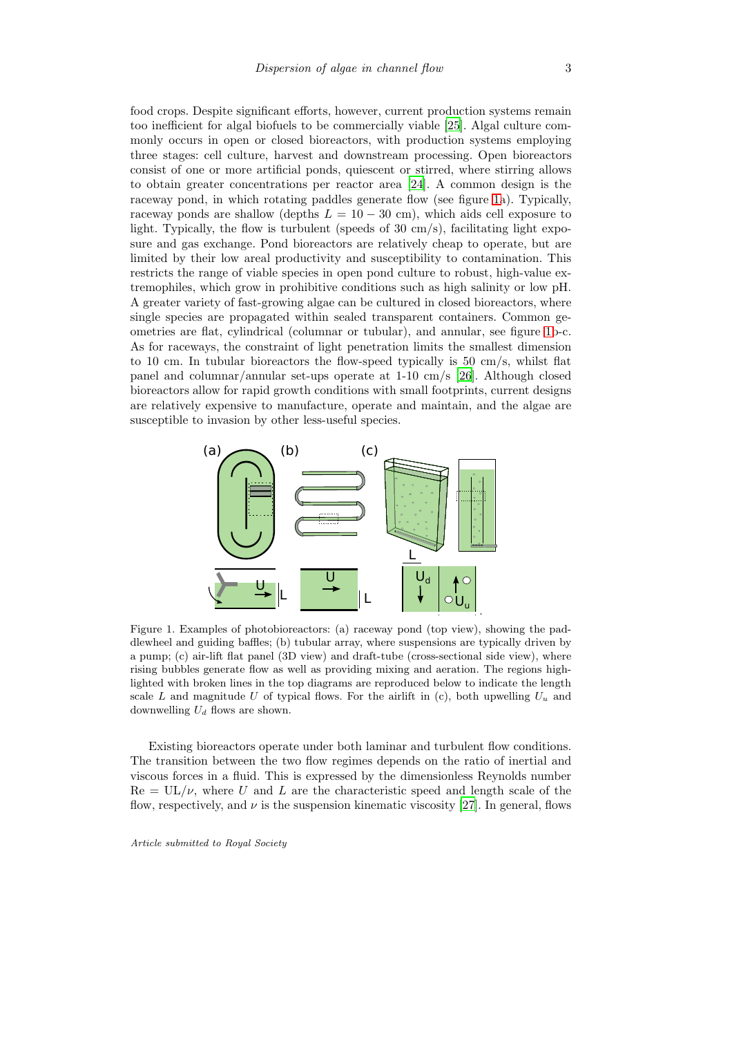food crops. Despite significant efforts, however, current production systems remain too inefficient for algal biofuels to be commercially viable [25]. Algal culture commonly occurs in open or closed bioreactors, with production systems employing three stages: cell culture, harvest and downstream processing. Open bioreactors consist of one or more artificial ponds, quiescent or stirred, where stirring allows to obtain greater concentrations per reactor area [24]. A common design is the raceway pond, in which rotating paddles generate flow (see figure 1a). Typically, raceway ponds are shallow (depths $L = 10 - 30$ cm), which aids cell exposure to light. Typically, the flow is turbulent (speeds of 30 cm/s), facilitating light exposure and gas exchange. Pond bioreactors are relatively cheap to operate, but are limited by their low areal productivity and susceptibility to contamination. This restricts the range of viable species in open pond culture to robust, high-value extremophiles, which grow in prohibitive conditions such as high salinity or low pH. A greater variety of fast-growing algae can be cultured in closed bioreactors, where single species are propagated within sealed transparent containers. Common geometries are flat, cylindrical (columnar or tubular), and annular, see figure 1b-c. As for raceways, the constraint of light penetration limits the smallest dimension to 10 cm. In tubular bioreactors the flow-speed typically is 50 cm/s, whilst flat panel and columnar/annular set-ups operate at 1-10 cm/s [26]. Although closed bioreactors allow for rapid growth conditions with small footprints, current designs are relatively expensive to manufacture, operate and maintain, and the algae are susceptible to invasion by other less-useful species.

Figure 1. Examples of photobioreactors: (a) raceway pond (top view), showing the paddlewheel and guiding baffles; (b) tubular array, where suspensions are typically driven by a pump; (c) air-lift flat panel (3D view) and draft-tube (cross-sectional side view), where rising bubbles generate flow as well as providing mixing and aeration. The regions highlighted with broken lines in the top diagrams are reproduced below to indicate the length scale $L$ and magnitude $U$ of typical flows. For the airlift in (c), both upwelling $U_u$ and downwelling $U_d$ flows are shown.

Existing bioreactors operate under both laminar and turbulent flow conditions. The transition between the two flow regimes depends on the ratio of inertial and viscous forces in a fluid. This is expressed by the dimensionless Reynolds number $\mathrm{Re} = \mathrm{U}L/\nu$, where $U$ and $L$ are the characteristic speed and length scale of the flow, respectively, and $\nu$ is the suspension kinematic viscosity [27]. In general, flows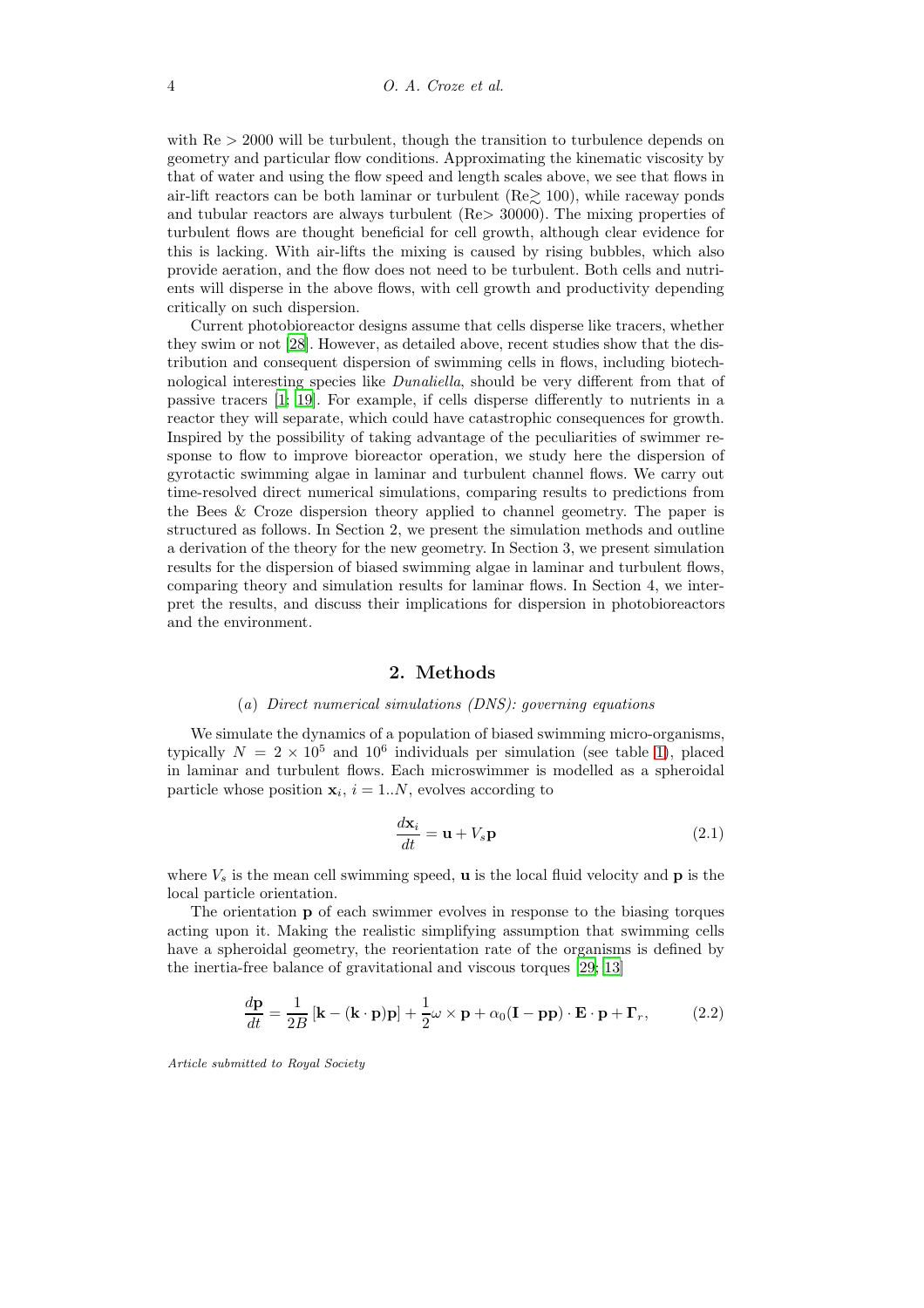with Re > 2000 will be turbulent, though the transition to turbulence depends on geometry and particular flow conditions. Approximating the kinematic viscosity by that of water and using the flow speed and length scales above, we see that flows in air-lift reactors can be both laminar or turbulent (Re$\gtrsim$ 100), while raceway ponds and tubular reactors are always turbulent (Re> 30000). The mixing properties of turbulent flows are thought beneficial for cell growth, although clear evidence for this is lacking. With air-lifts the mixing is caused by rising bubbles, which also provide aeration, and the flow does not need to be turbulent. Both cells and nutrients will disperse in the above flows, with cell growth and productivity depending critically on such dispersion.

Current photobioreactor designs assume that cells disperse like tracers, whether they swim or not [28]. However, as detailed above, recent studies show that the distribution and consequent dispersion of swimming cells in flows, including biotechnological interesting species like *Dunaliella*, should be very different from that of passive tracers [1; 19]. For example, if cells disperse differently to nutrients in a reactor they will separate, which could have catastrophic consequences for growth. Inspired by the possibility of taking advantage of the peculiarities of swimmer response to flow to improve bioreactor operation, we study here the dispersion of gyrotactic swimming algae in laminar and turbulent channel flows. We carry out time-resolved direct numerical simulations, comparing results to predictions from the Bees & Croze dispersion theory applied to channel geometry. The paper is structured as follows. In Section 2, we present the simulation methods and outline a derivation of the theory for the new geometry. In Section 3, we present simulation results for the dispersion of biased swimming algae in laminar and turbulent flows, comparing theory and simulation results for laminar flows. In Section 4, we interpret the results, and discuss their implications for dispersion in photobioreactors and the environment.

## 2. Methods

### (a) *Direct numerical simulations (DNS): governing equations*

We simulate the dynamics of a population of biased swimming micro-organisms, typically $N = 2 \times 10^5$ and $10^6$ individuals per simulation (see table 1), placed in laminar and turbulent flows. Each microswimmer is modelled as a spheroidal particle whose position $\mathbf{x}_i$, $i = 1..N$, evolves according to

$$\frac{d\mathbf{x}_i}{dt} = \mathbf{u} + V_s \mathbf{p} \tag{2.1}$$

where $V_s$ is the mean cell swimming speed, $\mathbf{u}$ is the local fluid velocity and $\mathbf{p}$ is the local particle orientation.

The orientation $\mathbf{p}$ of each swimmer evolves in response to the biasing torques acting upon it. Making the realistic simplifying assumption that swimming cells have a spheroidal geometry, the reorientation rate of the organisms is defined by the inertia-free balance of gravitational and viscous torques [29; 13]

$$\frac{d\mathbf{p}}{dt} = \frac{1}{2B}\left[\mathbf{k} - (\mathbf{k}\cdot\mathbf{p})\mathbf{p}\right] + \frac{1}{2}\omega \times \mathbf{p} + \alpha_0(\mathbf{I} - \mathbf{p}\mathbf{p})\cdot\mathbf{E}\cdot\mathbf{p} + \mathbf{\Gamma}_r, \tag{2.2}$$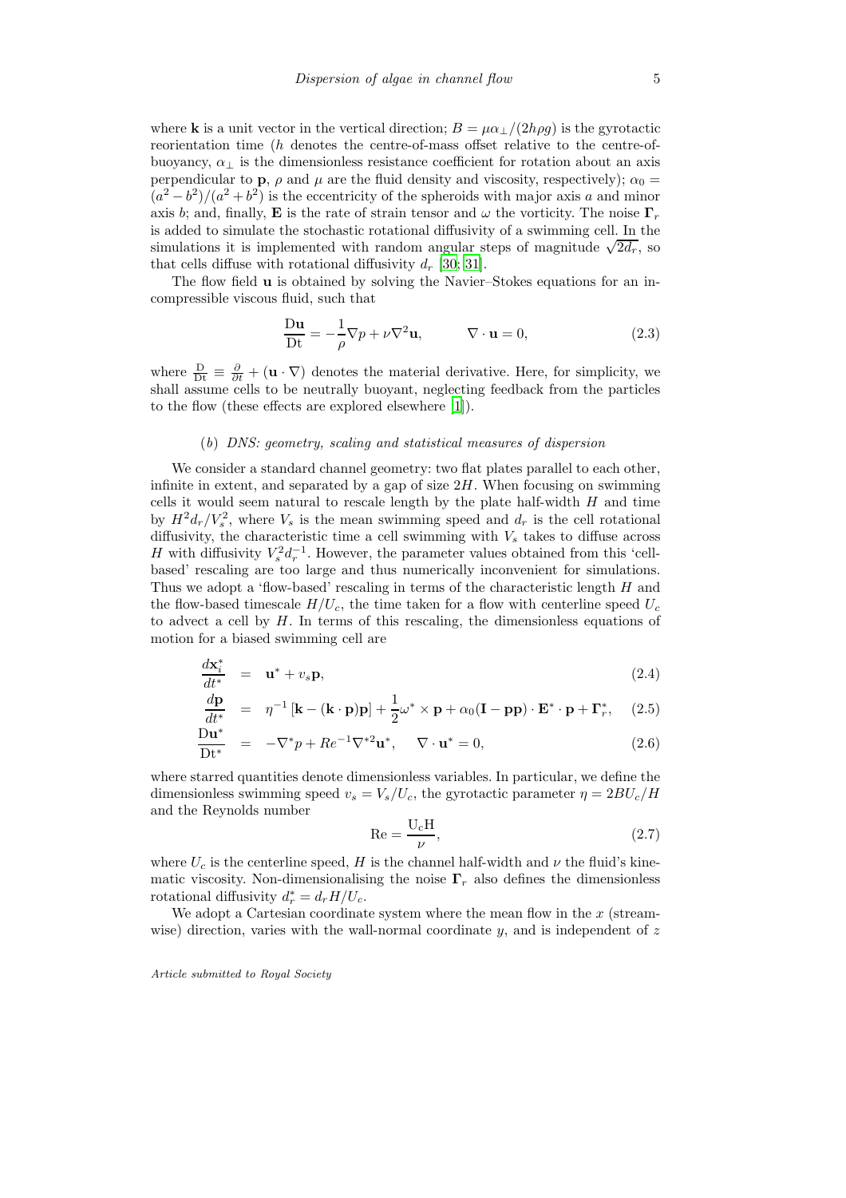where $\mathbf{k}$ is a unit vector in the vertical direction; $B = \mu\alpha_{\perp}/(2h\rho g)$ is the gyrotactic reorientation time ($h$ denotes the centre-of-mass offset relative to the centre-of-buoyancy, $\alpha_{\perp}$ is the dimensionless resistance coefficient for rotation about an axis perpendicular to $\mathbf{p}$, $\rho$ and $\mu$ are the fluid density and viscosity, respectively); $\alpha_0 = (a^2 - b^2)/(a^2 + b^2)$ is the eccentricity of the spheroids with major axis $a$ and minor axis $b$; and, finally, $\mathbf{E}$ is the rate of strain tensor and $\omega$ the vorticity. The noise $\mathbf{\Gamma}_r$ is added to simulate the stochastic rotational diffusivity of a swimming cell. In the simulations it is implemented with random angular steps of magnitude $\sqrt{2d_r}$, so that cells diffuse with rotational diffusivity $d_r$ [30; 31].

The flow field $\mathbf{u}$ is obtained by solving the Navier–Stokes equations for an incompressible viscous fluid, such that

$$\frac{\mathrm{D}\mathbf{u}}{\mathrm{Dt}} = -\frac{1}{\rho}\nabla p + \nu\nabla^2\mathbf{u}, \qquad \nabla\cdot\mathbf{u} = 0, \tag{2.3}$$

where $\frac{\mathrm{D}}{\mathrm{Dt}} \equiv \frac{\partial}{\partial t} + (\mathbf{u}\cdot\nabla)$ denotes the material derivative. Here, for simplicity, we shall assume cells to be neutrally buoyant, neglecting feedback from the particles to the flow (these effects are explored elsewhere [1]).

### (b) DNS: geometry, scaling and statistical measures of dispersion

We consider a standard channel geometry: two flat plates parallel to each other, infinite in extent, and separated by a gap of size $2H$. When focusing on swimming cells it would seem natural to rescale length by the plate half-width $H$ and time by $H^2 d_r/V_s^2$, where $V_s$ is the mean swimming speed and $d_r$ is the cell rotational diffusivity, the characteristic time a cell swimming with $V_s$ takes to diffuse across $H$ with diffusivity $V_s^2 d_r^{-1}$. However, the parameter values obtained from this 'cell-based' rescaling are too large and thus numerically inconvenient for simulations. Thus we adopt a 'flow-based' rescaling in terms of the characteristic length $H$ and the flow-based timescale $H/U_c$, the time taken for a flow with centerline speed $U_c$ to advect a cell by $H$. In terms of this rescaling, the dimensionless equations of motion for a biased swimming cell are

$$\frac{d\mathbf{x}_i^*}{dt^*} = \mathbf{u}^* + v_s\mathbf{p}, \tag{2.4}$$

$$\frac{d\mathbf{p}}{dt^*} = \eta^{-1}\left[\mathbf{k} - (\mathbf{k}\cdot\mathbf{p})\mathbf{p}\right] + \frac{1}{2}\omega^*\times\mathbf{p} + \alpha_0(\mathbf{I} - \mathbf{pp})\cdot\mathbf{E}^*\cdot\mathbf{p} + \mathbf{\Gamma}_r^*, \tag{2.5}$$

$$\frac{\mathrm{D}\mathbf{u}^*}{\mathrm{Dt}^*} = -\nabla^* p + Re^{-1}\nabla^{*2}\mathbf{u}^*, \quad \nabla\cdot\mathbf{u}^* = 0, \tag{2.6}$$

where starred quantities denote dimensionless variables. In particular, we define the dimensionless swimming speed $v_s = V_s/U_c$, the gyrotactic parameter $\eta = 2BU_c/H$ and the Reynolds number

$$\mathrm{Re} = \frac{\mathrm{U_c H}}{\nu}, \tag{2.7}$$

where $U_c$ is the centerline speed, $H$ is the channel half-width and $\nu$ the fluid's kinematic viscosity. Non-dimensionalising the noise $\mathbf{\Gamma}_r$ also defines the dimensionless rotational diffusivity $d_r^* = d_r H/U_c$.

We adopt a Cartesian coordinate system where the mean flow in the $x$ (streamwise) direction, varies with the wall-normal coordinate $y$, and is independent of $z$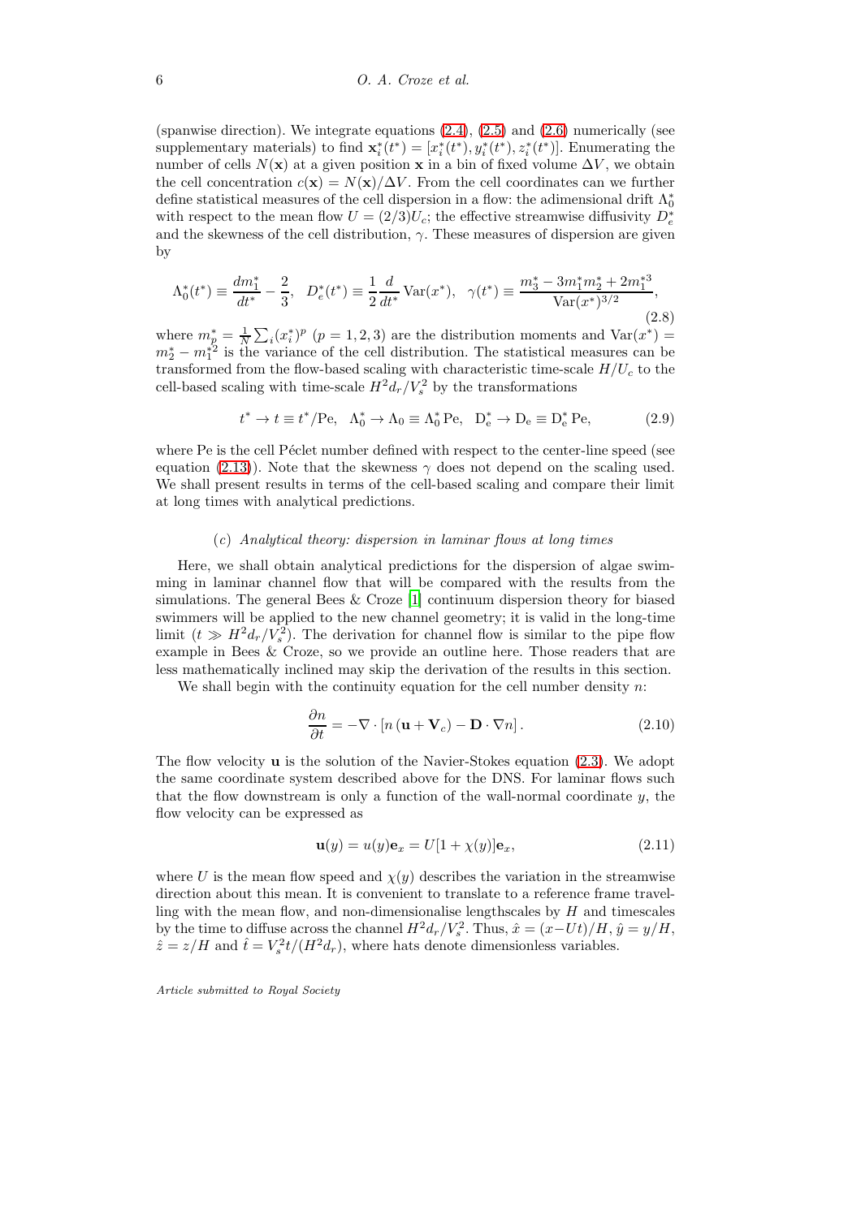(spanwise direction). We integrate equations (2.4), (2.5) and (2.6) numerically (see supplementary materials) to find $\mathbf{x}_i^*(t^*) = [x_i^*(t^*), y_i^*(t^*), z_i^*(t^*)]$. Enumerating the number of cells $N(\mathbf{x})$ at a given position $\mathbf{x}$ in a bin of fixed volume $\Delta V$, we obtain the cell concentration $c(\mathbf{x}) = N(\mathbf{x})/\Delta V$. From the cell coordinates can we further define statistical measures of the cell dispersion in a flow: the adimensional drift $\Lambda_0^*$ with respect to the mean flow $U = (2/3)U_c$; the effective streamwise diffusivity $D_e^*$ and the skewness of the cell distribution, $\gamma$. These measures of dispersion are given by

$$\Lambda_0^*(t^*) \equiv \frac{dm_1^*}{dt^*} - \frac{2}{3}, \quad D_e^*(t^*) \equiv \frac{1}{2}\frac{d}{dt^*}\,\mathrm{Var}(x^*), \quad \gamma(t^*) \equiv \frac{m_3^* - 3m_1^* m_2^* + 2m_1^{*3}}{\mathrm{Var}(x^*)^{3/2}}, \tag{2.8}$$

where $m_p^* = \frac{1}{N}\sum_i (x_i^*)^p$ $(p = 1, 2, 3)$ are the distribution moments and $\mathrm{Var}(x^*) = m_2^* - m_1^{*2}$ is the variance of the cell distribution. The statistical measures can be transformed from the flow-based scaling with characteristic time-scale $H/U_c$ to the cell-based scaling with time-scale $H^2 d_r/V_s^2$ by the transformations

$$t^* \to t \equiv t^*/\mathrm{Pe}, \quad \Lambda_0^* \to \Lambda_0 \equiv \Lambda_0^*\,\mathrm{Pe}, \quad \mathrm{D}_\mathrm{e}^* \to \mathrm{D}_\mathrm{e} \equiv \mathrm{D}_\mathrm{e}^*\,\mathrm{Pe}, \tag{2.9}$$

where Pe is the cell Péclet number defined with respect to the center-line speed (see equation (2.13)). Note that the skewness $\gamma$ does not depend on the scaling used. We shall present results in terms of the cell-based scaling and compare their limit at long times with analytical predictions.

### (c) *Analytical theory: dispersion in laminar flows at long times*

Here, we shall obtain analytical predictions for the dispersion of algae swimming in laminar channel flow that will be compared with the results from the simulations. The general Bees & Croze [1] continuum dispersion theory for biased swimmers will be applied to the new channel geometry; it is valid in the long-time limit ($t \gg H^2 d_r/V_s^2$). The derivation for channel flow is similar to the pipe flow example in Bees & Croze, so we provide an outline here. Those readers that are less mathematically inclined may skip the derivation of the results in this section.

We shall begin with the continuity equation for the cell number density $n$:

$$\frac{\partial n}{\partial t} = -\nabla \cdot \left[ n\left(\mathbf{u} + \mathbf{V}_c\right) - \mathbf{D} \cdot \nabla n \right]. \tag{2.10}$$

The flow velocity $\mathbf{u}$ is the solution of the Navier-Stokes equation (2.3). We adopt the same coordinate system described above for the DNS. For laminar flows such that the flow downstream is only a function of the wall-normal coordinate $y$, the flow velocity can be expressed as

$$\mathbf{u}(y) = u(y)\mathbf{e}_x = U[1 + \chi(y)]\mathbf{e}_x, \tag{2.11}$$

where $U$ is the mean flow speed and $\chi(y)$ describes the variation in the streamwise direction about this mean. It is convenient to translate to a reference frame travelling with the mean flow, and non-dimensionalise lengthscales by $H$ and timescales by the time to diffuse across the channel $H^2 d_r/V_s^2$. Thus, $\hat{x} = (x - Ut)/H$, $\hat{y} = y/H$, $\hat{z} = z/H$ and $\hat{t} = V_s^2 t/(H^2 d_r)$, where hats denote dimensionless variables.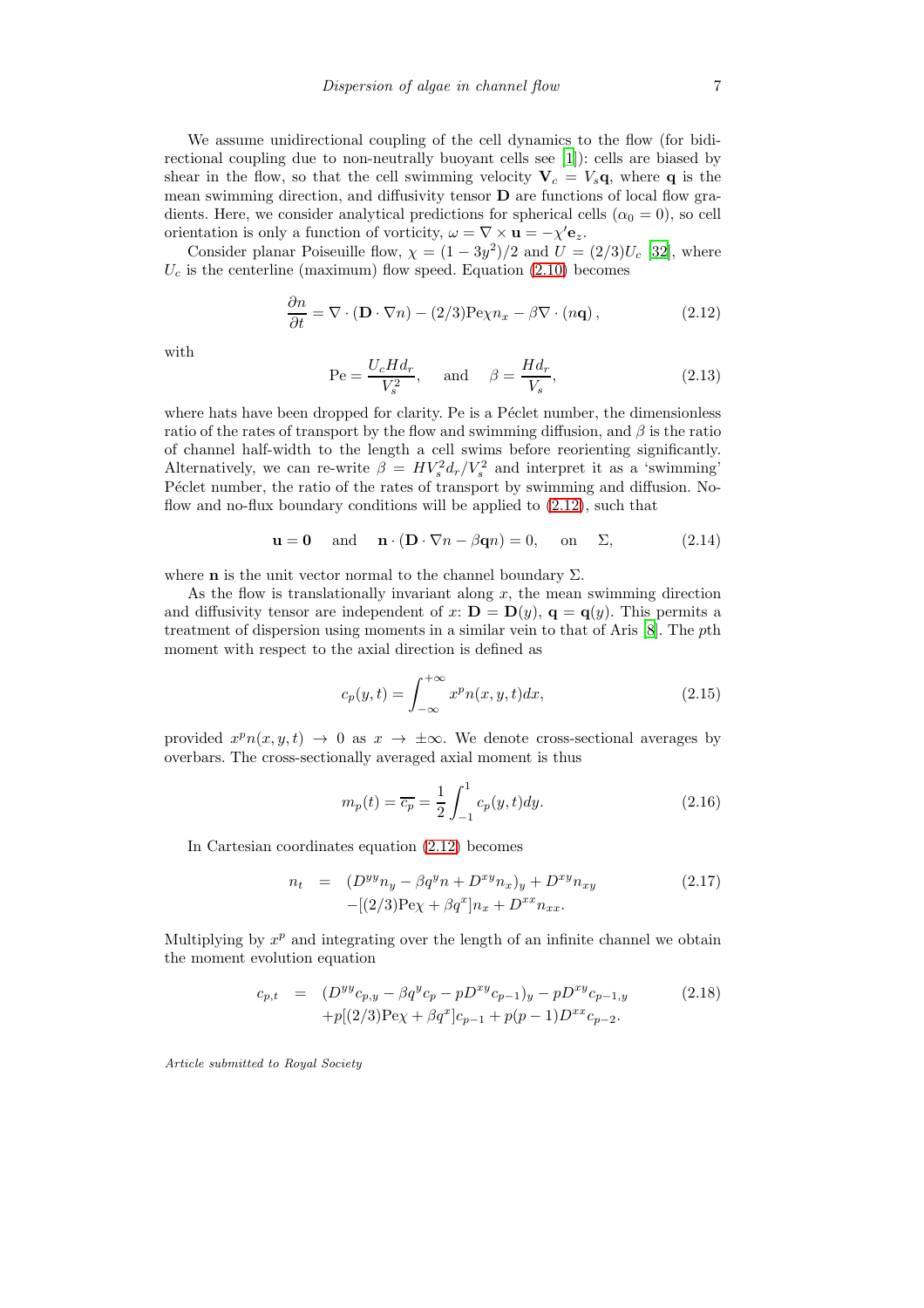We assume unidirectional coupling of the cell dynamics to the flow (for bidirectional coupling due to non-neutrally buoyant cells see [1]): cells are biased by shear in the flow, so that the cell swimming velocity $\mathbf{V}_c = V_s\mathbf{q}$, where $\mathbf{q}$ is the mean swimming direction, and diffusivity tensor $\mathbf{D}$ are functions of local flow gradients. Here, we consider analytical predictions for spherical cells ($\alpha_0 = 0$), so cell orientation is only a function of vorticity, $\omega = \nabla \times \mathbf{u} = -\chi' \mathbf{e}_z$.

Consider planar Poiseuille flow, $\chi = (1 - 3y^2)/2$ and $U = (2/3)U_c$ [32], where $U_c$ is the centerline (maximum) flow speed. Equation (2.10) becomes

$$\frac{\partial n}{\partial t} = \nabla \cdot (\mathbf{D} \cdot \nabla n) - (2/3)\mathrm{Pe}\chi n_x - \beta \nabla \cdot (n\mathbf{q}), \tag{2.12}$$

with

$$\mathrm{Pe} = \frac{U_c H d_r}{V_s^2}, \quad \text{and} \quad \beta = \frac{H d_r}{V_s}, \tag{2.13}$$

where hats have been dropped for clarity. Pe is a Péclet number, the dimensionless ratio of the rates of transport by the flow and swimming diffusion, and $\beta$ is the ratio of channel half-width to the length a cell swims before reorienting significantly. Alternatively, we can re-write $\beta = H V_s^2 d_r / V_s^2$ and interpret it as a 'swimming' Péclet number, the ratio of the rates of transport by swimming and diffusion. No-flow and no-flux boundary conditions will be applied to (2.12), such that

$$\mathbf{u} = \mathbf{0} \quad \text{and} \quad \mathbf{n} \cdot (\mathbf{D} \cdot \nabla n - \beta \mathbf{q} n) = 0, \quad \text{on} \quad \Sigma, \tag{2.14}$$

where $\mathbf{n}$ is the unit vector normal to the channel boundary $\Sigma$.

As the flow is translationally invariant along $x$, the mean swimming direction and diffusivity tensor are independent of $x$: $\mathbf{D} = \mathbf{D}(y)$, $\mathbf{q} = \mathbf{q}(y)$. This permits a treatment of dispersion using moments in a similar vein to that of Aris [8]. The $p$th moment with respect to the axial direction is defined as

$$c_p(y,t) = \int_{-\infty}^{+\infty} x^p n(x,y,t) dx, \tag{2.15}$$

provided $x^p n(x,y,t) \to 0$ as $x \to \pm\infty$. We denote cross-sectional averages by overbars. The cross-sectionally averaged axial moment is thus

$$m_p(t) = \overline{c_p} = \frac{1}{2}\int_{-1}^{1} c_p(y,t) dy. \tag{2.16}$$

In Cartesian coordinates equation (2.12) becomes

$$\begin{aligned} n_t &= (D^{yy} n_y - \beta q^y n + D^{xy} n_x)_y + D^{xy} n_{xy} \\ &\quad -[(2/3)\mathrm{Pe}\chi + \beta q^x] n_x + D^{xx} n_{xx}. \end{aligned} \tag{2.17}$$

Multiplying by $x^p$ and integrating over the length of an infinite channel we obtain the moment evolution equation

$$\begin{aligned} c_{p,t} &= (D^{yy} c_{p,y} - \beta q^y c_p - p D^{xy} c_{p-1})_y - p D^{xy} c_{p-1,y} \\ &\quad + p[(2/3)\mathrm{Pe}\chi + \beta q^x] c_{p-1} + p(p-1) D^{xx} c_{p-2}. \end{aligned} \tag{2.18}$$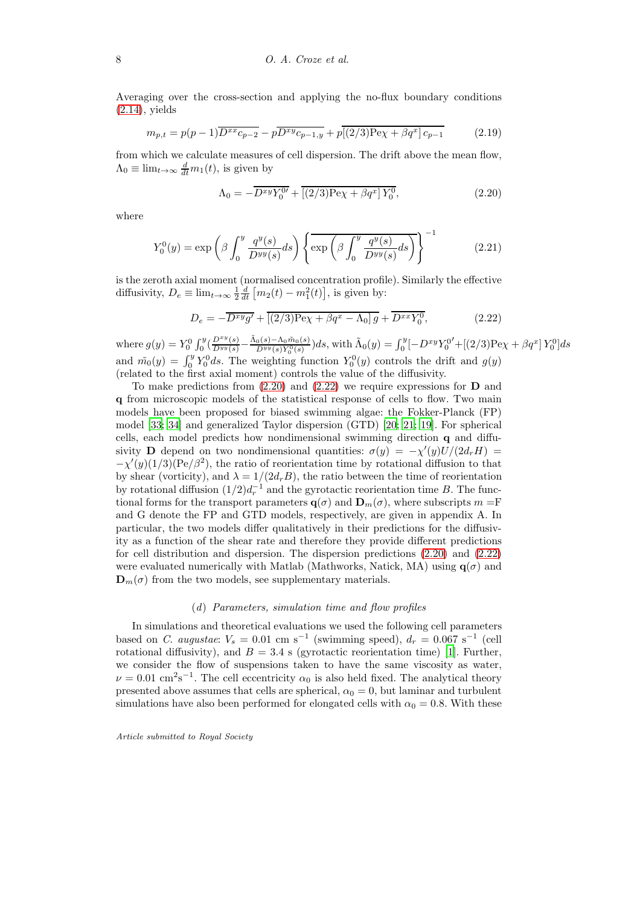Averaging over the cross-section and applying the no-flux boundary conditions (2.14), yields

$$m_{p,t} = p(p-1)\overline{D^{xx}c_{p-2}} - p\overline{D^{xy}c_{p-1,y}} + p\overline{[(2/3)\mathrm{Pe}\chi + \beta q^x]\, c_{p-1}} \tag{2.19}$$

from which we calculate measures of cell dispersion. The drift above the mean flow, $\Lambda_0 \equiv \lim_{t\to\infty} \frac{d}{dt} m_1(t)$, is given by

$$\Lambda_0 = -\overline{D^{xy} Y_0^{0\prime}} + \overline{[(2/3)\mathrm{Pe}\chi + \beta q^x]\, Y_0^0}, \tag{2.20}$$

where

$$Y_0^0(y) = \exp\left(\beta \int_0^y \frac{q^y(s)}{D^{yy}(s)} ds\right) \left\{ \overline{\exp\left(\beta \int_0^y \frac{q^y(s)}{D^{yy}(s)} ds\right)} \right\}^{-1} \tag{2.21}$$

is the zeroth axial moment (normalised concentration profile). Similarly the effective diffusivity, $D_e \equiv \lim_{t\to\infty} \frac{1}{2} \frac{d}{dt}\left[m_2(t) - m_1^2(t)\right]$, is given by:

$$D_e = -\overline{D^{xy} g'} + \overline{[(2/3)\mathrm{Pe}\chi + \beta q^x - \Lambda_0]\, g} + \overline{D^{xx} Y_0^0}, \tag{2.22}$$

where $g(y) = Y_0^0 \int_0^y \left(\frac{D^{xy}(s)}{D^{yy}(s)} - \frac{\tilde{\Lambda}_0(s) - \Lambda_0 \tilde{m}_0(s)}{D^{yy}(s) Y_0^0(s)}\right) ds$, with $\tilde{\Lambda}_0(y) = \int_0^y [-D^{xy} Y_0^{0\prime} + [(2/3)\mathrm{Pe}\chi + \beta q^x]\, Y_0^0] ds$ and $\tilde{m_0}(y) = \int_0^y Y_0^0 ds$. The weighting function $Y_0^0(y)$ controls the drift and $g(y)$ (related to the first axial moment) controls the value of the diffusivity.

To make predictions from (2.20) and (2.22) we require expressions for $\mathbf{D}$ and $\mathbf{q}$ from microscopic models of the statistical response of cells to flow. Two main models have been proposed for biased swimming algae: the Fokker-Planck (FP) model [33; 34] and generalized Taylor dispersion (GTD) [20; 21; 19]. For spherical cells, each model predicts how nondimensional swimming direction $\mathbf{q}$ and diffusivity $\mathbf{D}$ depend on two nondimensional quantities: $\sigma(y) = -\chi'(y)U/(2d_r H) = -\chi'(y)(1/3)(\mathrm{Pe}/\beta^2)$, the ratio of reorientation time by rotational diffusion to that by shear (vorticity), and $\lambda = 1/(2d_r B)$, the ratio between the time of reorientation by rotational diffusion $(1/2)d_r^{-1}$ and the gyrotactic reorientation time $B$. The functional forms for the transport parameters $\mathbf{q}(\sigma)$ and $\mathbf{D}_m(\sigma)$, where subscripts $m =$F and G denote the FP and GTD models, respectively, are given in appendix A. In particular, the two models differ qualitatively in their predictions for the diffusivity as a function of the shear rate and therefore they provide different predictions for cell distribution and dispersion. The dispersion predictions (2.20) and (2.22) were evaluated numerically with Matlab (Mathworks, Natick, MA) using $\mathbf{q}(\sigma)$ and $\mathbf{D}_m(\sigma)$ from the two models, see supplementary materials.

### (*d*) *Parameters, simulation time and flow profiles*

In simulations and theoretical evaluations we used the following cell parameters based on *C. augustae*: $V_s = 0.01$ cm s$^{-1}$ (swimming speed), $d_r = 0.067$ s$^{-1}$ (cell rotational diffusivity), and $B = 3.4$ s (gyrotactic reorientation time) [1]. Further, we consider the flow of suspensions taken to have the same viscosity as water, $\nu = 0.01$ cm$^2$s$^{-1}$. The cell eccentricity $\alpha_0$ is also held fixed. The analytical theory presented above assumes that cells are spherical, $\alpha_0 = 0$, but laminar and turbulent simulations have also been performed for elongated cells with $\alpha_0 = 0.8$. With these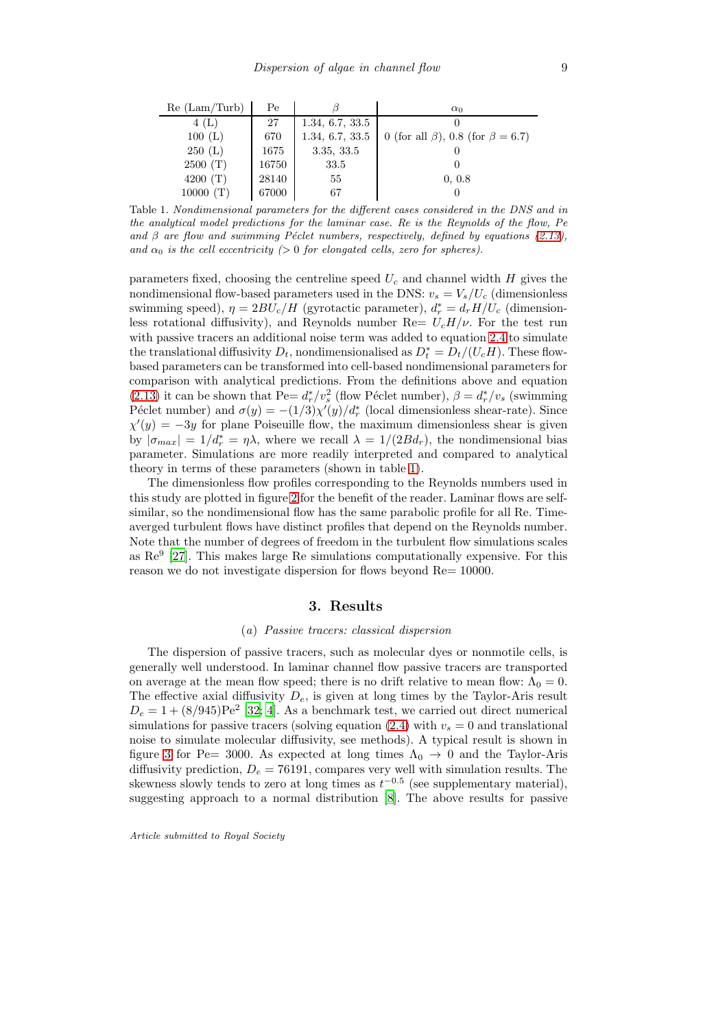| Re (Lam/Turb) | Pe | $\beta$ | $\alpha_0$ |
|---|---|---|---|
| 4 (L) | 27 | 1.34, 6.7, 33.5 | 0 |
| 100 (L) | 670 | 1.34, 6.7, 33.5 | 0 (for all $\beta$), 0.8 (for $\beta = 6.7$) |
| 250 (L) | 1675 | 3.35, 33.5 | 0 |
| 2500 (T) | 16750 | 33.5 | 0 |
| 4200 (T) | 28140 | 55 | 0, 0.8 |
| 10000 (T) | 67000 | 67 | 0 |

Table 1. *Nondimensional parameters for the different cases considered in the DNS and in the analytical model predictions for the laminar case. Re is the Reynolds of the flow, Pe and $\beta$ are flow and swimming Péclet numbers, respectively, defined by equations (2.13), and $\alpha_0$ is the cell eccentricity (> 0 for elongated cells, zero for spheres).*

parameters fixed, choosing the centreline speed $U_c$ and channel width $H$ gives the nondimensional flow-based parameters used in the DNS: $v_s = V_s/U_c$ (dimensionless swimming speed), $\eta = 2BU_c/H$ (gyrotactic parameter), $d_r^* = d_r H/U_c$ (dimensionless rotational diffusivity), and Reynolds number Re$= U_c H/\nu$. For the test run with passive tracers an additional noise term was added to equation 2.4 to simulate the translational diffusivity $D_t$, nondimensionalised as $D_t^* = D_t/(U_c H)$. These flow-based parameters can be transformed into cell-based nondimensional parameters for comparison with analytical predictions. From the definitions above and equation (2.13) it can be shown that Pe$= d_r^*/v_s^2$ (flow Péclet number), $\beta = d_r^*/v_s$ (swimming Péclet number) and $\sigma(y) = -(1/3)\chi'(y)/d_r^*$ (local dimensionless shear-rate). Since $\chi'(y) = -3y$ for plane Poiseuille flow, the maximum dimensionless shear is given by $|\sigma_{max}| = 1/d_r^* = \eta\lambda$, where we recall $\lambda = 1/(2Bd_r)$, the nondimensional bias parameter. Simulations are more readily interpreted and compared to analytical theory in terms of these parameters (shown in table 1).

The dimensionless flow profiles corresponding to the Reynolds numbers used in this study are plotted in figure 2 for the benefit of the reader. Laminar flows are self-similar, so the nondimensional flow has the same parabolic profile for all Re. Time-averged turbulent flows have distinct profiles that depend on the Reynolds number. Note that the number of degrees of freedom in the turbulent flow simulations scales as Re$^9$ [27]. This makes large Re simulations computationally expensive. For this reason we do not investigate dispersion for flows beyond Re$= 10000$.

## 3. Results

### (a) *Passive tracers: classical dispersion*

The dispersion of passive tracers, such as molecular dyes or nonmotile cells, is generally well understood. In laminar channel flow passive tracers are transported on average at the mean flow speed; there is no drift relative to mean flow: $\Lambda_0 = 0$. The effective axial diffusivity $D_e$, is given at long times by the Taylor-Aris result $D_e = 1 + (8/945)\text{Pe}^2$ [32; 4]. As a benchmark test, we carried out direct numerical simulations for passive tracers (solving equation (2.4) with $v_s = 0$ and translational noise to simulate molecular diffusivity, see methods). A typical result is shown in figure 3 for Pe$= 3000$. As expected at long times $\Lambda_0 \to 0$ and the Taylor-Aris diffusivity prediction, $D_e = 76191$, compares very well with simulation results. The skewness slowly tends to zero at long times as $t^{-0.5}$ (see supplementary material), suggesting approach to a normal distribution [8]. The above results for passive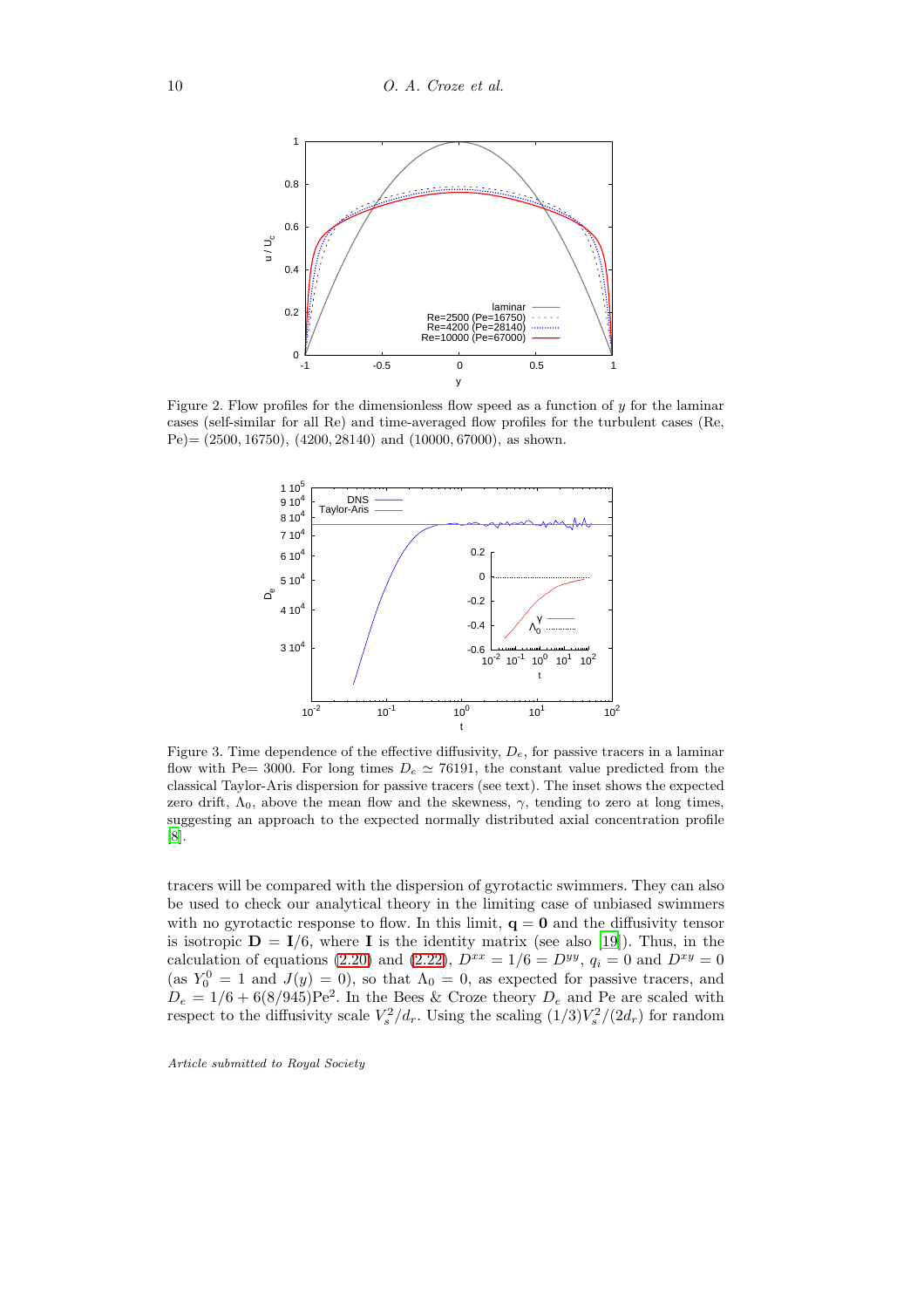Figure 2. Flow profiles for the dimensionless flow speed as a function of $y$ for the laminar cases (self-similar for all Re) and time-averaged flow profiles for the turbulent cases (Re, Pe)$=(2500, 16750)$, $(4200, 28140)$ and $(10000, 67000)$, as shown.

Figure 3. Time dependence of the effective diffusivity, $D_e$, for passive tracers in a laminar flow with Pe$=3000$. For long times $D_e \simeq 76191$, the constant value predicted from the classical Taylor-Aris dispersion for passive tracers (see text). The inset shows the expected zero drift, $\Lambda_0$, above the mean flow and the skewness, $\gamma$, tending to zero at long times, suggesting an approach to the expected normally distributed axial concentration profile [8].

tracers will be compared with the dispersion of gyrotactic swimmers. They can also be used to check our analytical theory in the limiting case of unbiased swimmers with no gyrotactic response to flow. In this limit, $\mathbf{q} = \mathbf{0}$ and the diffusivity tensor is isotropic $\mathbf{D} = \mathbf{I}/6$, where $\mathbf{I}$ is the identity matrix (see also [19]). Thus, in the calculation of equations (2.20) and (2.22), $D^{xx} = 1/6 = D^{yy}$, $q_i = 0$ and $D^{xy} = 0$ (as $Y_0^0 = 1$ and $J(y) = 0$), so that $\Lambda_0 = 0$, as expected for passive tracers, and $D_e = 1/6 + 6(8/945)\mathrm{Pe}^2$. In the Bees & Croze theory $D_e$ and Pe are scaled with respect to the diffusivity scale $V_s^2/d_r$. Using the scaling $(1/3)V_s^2/(2d_r)$ for random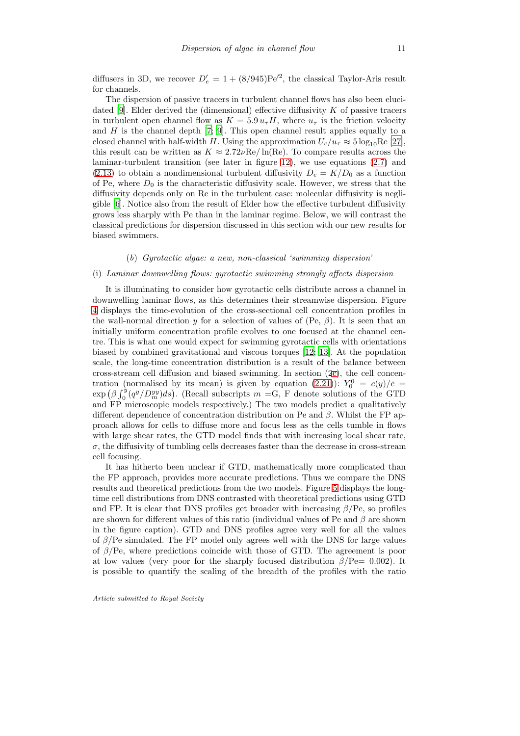diffusers in 3D, we recover $D'_e = 1 + (8/945)\mathrm{Pe}'^2$, the classical Taylor-Aris result for channels.

The dispersion of passive tracers in turbulent channel flows has also been elucidated [9]. Elder derived the (dimensional) effective diffusivity $K$ of passive tracers in turbulent open channel flow as $K = 5.9\, u_\tau H$, where $u_\tau$ is the friction velocity and $H$ is the channel depth [7; 9]. This open channel result applies equally to a closed channel with half-width $H$. Using the approximation $U_c/u_\tau \approx 5\log_{10}\mathrm{Re}$ [27], this result can be written as $K \approx 2.72\nu\mathrm{Re}/\ln(\mathrm{Re})$. To compare results across the laminar-turbulent transition (see later in figure 12), we use equations (2.7) and (2.13) to obtain a nondimensional turbulent diffusivity $D_e = K/D_0$ as a function of Pe, where $D_0$ is the characteristic diffusivity scale. However, we stress that the diffusivity depends only on Re in the turbulent case: molecular diffusivity is negligible [6]. Notice also from the result of Elder how the effective turbulent diffusivity grows less sharply with Pe than in the laminar regime. Below, we will contrast the classical predictions for dispersion discussed in this section with our new results for biased swimmers.

### (b) *Gyrotactic algae: a new, non-classical 'swimming dispersion'*

#### (i) *Laminar downwelling flows: gyrotactic swimming strongly affects dispersion*

It is illuminating to consider how gyrotactic cells distribute across a channel in downwelling laminar flows, as this determines their streamwise dispersion. Figure 4 displays the time-evolution of the cross-sectional cell concentration profiles in the wall-normal direction $y$ for a selection of values of (Pe, $\beta$). It is seen that an initially uniform concentration profile evolves to one focused at the channel centre. This is what one would expect for swimming gyrotactic cells with orientations biased by combined gravitational and viscous torques [12; 13]. At the population scale, the long-time concentration distribution is a result of the balance between cross-stream cell diffusion and biased swimming. In section (2c), the cell concentration (normalised by its mean) is given by equation (2.21)): $Y_0^0 = c(y)/\bar{c} = \exp\left(\beta \int_0^y (q^y/D_m^{yy})ds\right)$. (Recall subscripts $m$ =G, F denote solutions of the GTD and FP microscopic models respectively.) The two models predict a qualitatively different dependence of concentration distribution on Pe and $\beta$. Whilst the FP approach allows for cells to diffuse more and focus less as the cells tumble in flows with large shear rates, the GTD model finds that with increasing local shear rate, $\sigma$, the diffusivity of tumbling cells decreases faster than the decrease in cross-stream cell focusing.

It has hitherto been unclear if GTD, mathematically more complicated than the FP approach, provides more accurate predictions. Thus we compare the DNS results and theoretical predictions from the two models. Figure 5 displays the long-time cell distributions from DNS contrasted with theoretical predictions using GTD and FP. It is clear that DNS profiles get broader with increasing $\beta/\mathrm{Pe}$, so profiles are shown for different values of this ratio (individual values of Pe and $\beta$ are shown in the figure caption). GTD and DNS profiles agree very well for all the values of $\beta/\mathrm{Pe}$ simulated. The FP model only agrees well with the DNS for large values of $\beta/\mathrm{Pe}$, where predictions coincide with those of GTD. The agreement is poor at low values (very poor for the sharply focused distribution $\beta/\mathrm{Pe}= 0.002$). It is possible to quantify the scaling of the breadth of the profiles with the ratio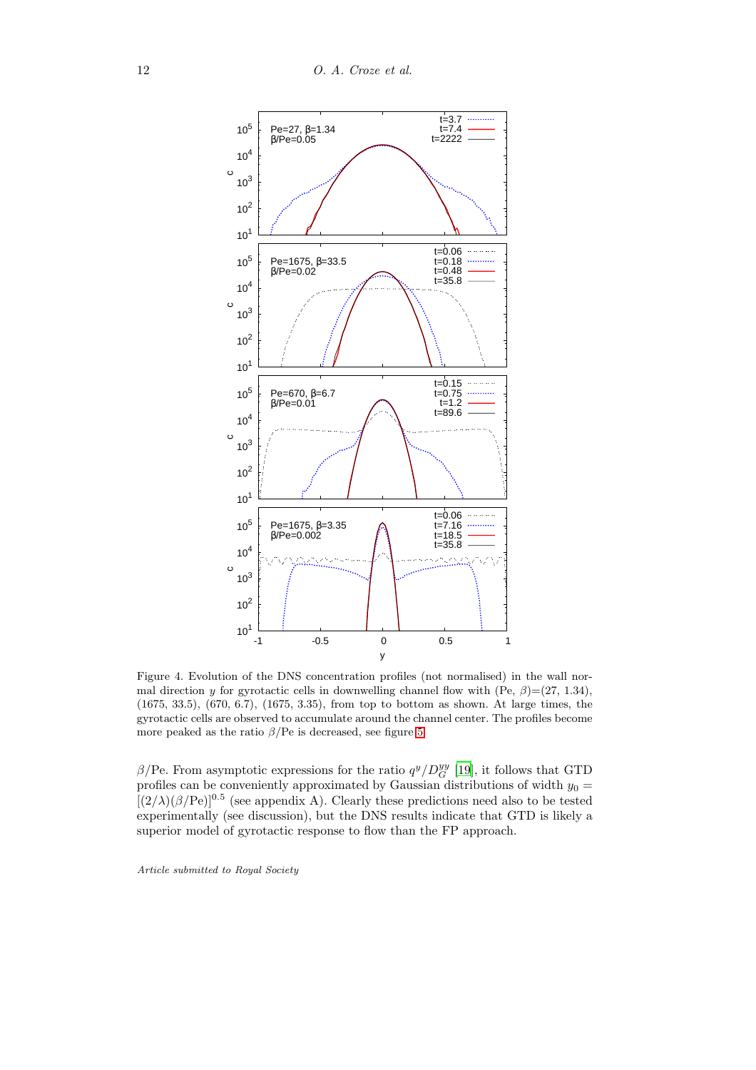Figure 4. Evolution of the DNS concentration profiles (not normalised) in the wall normal direction $y$ for gyrotactic cells in downwelling channel flow with (Pe, $\beta$)=(27, 1.34), (1675, 33.5), (670, 6.7), (1675, 3.35), from top to bottom as shown. At large times, the gyrotactic cells are observed to accumulate around the channel center. The profiles become more peaked as the ratio $\beta/\mathrm{Pe}$ is decreased, see figure 5.

$\beta/\mathrm{Pe}$. From asymptotic expressions for the ratio $q^y/D_G^{yy}$ [19], it follows that GTD profiles can be conveniently approximated by Gaussian distributions of width $y_0 = [(2/\lambda)(\beta/\mathrm{Pe})]^{0.5}$ (see appendix A). Clearly these predictions need also to be tested experimentally (see discussion), but the DNS results indicate that GTD is likely a superior model of gyrotactic response to flow than the FP approach.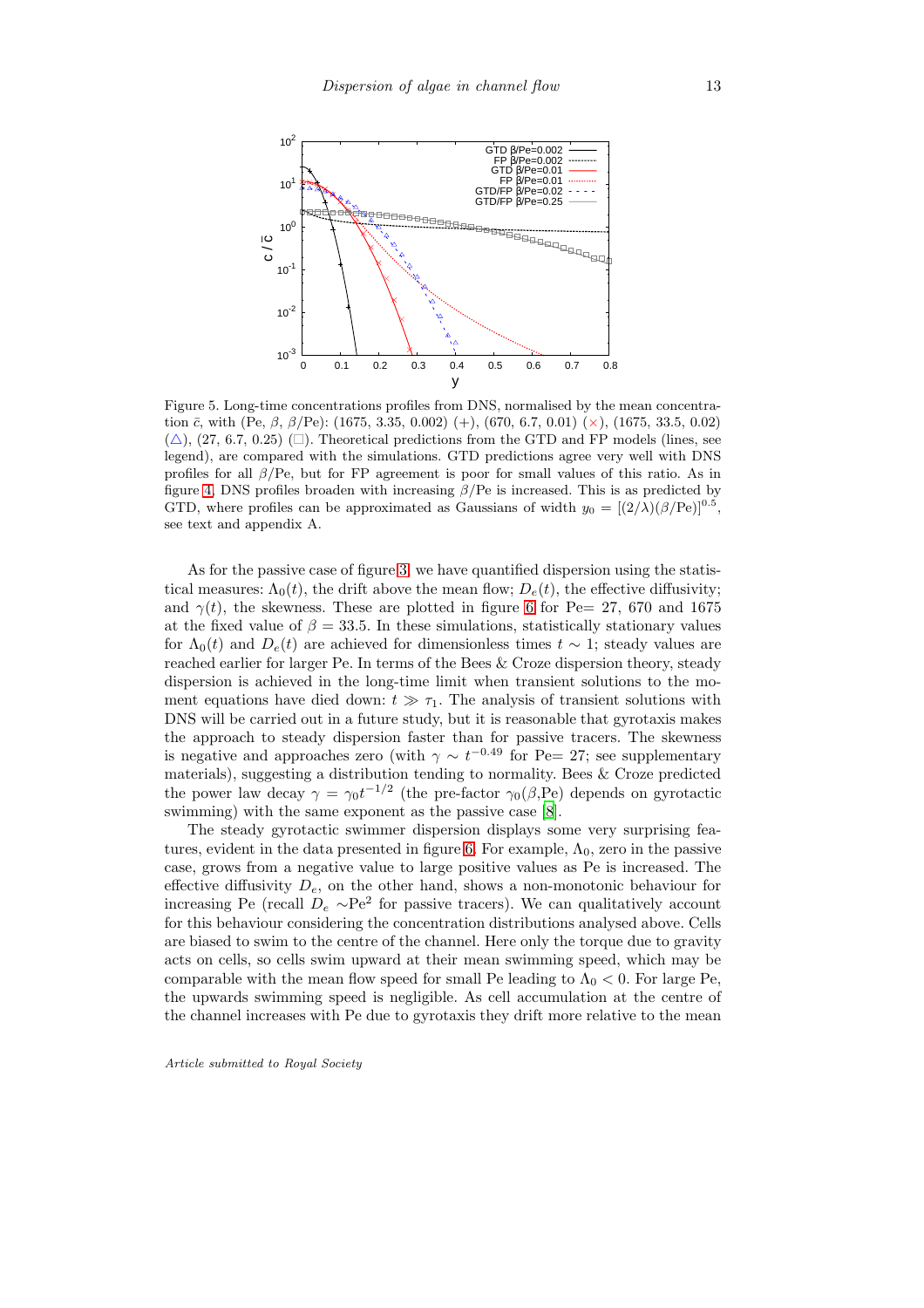Figure 5. Long-time concentrations profiles from DNS, normalised by the mean concentration $\bar{c}$, with (Pe, $\beta$, $\beta$/Pe): (1675, 3.35, 0.002) (+), (670, 6.7, 0.01) ($\times$), (1675, 33.5, 0.02) ($\triangle$), (27, 6.7, 0.25) ($\square$). Theoretical predictions from the GTD and FP models (lines, see legend), are compared with the simulations. GTD predictions agree very well with DNS profiles for all $\beta$/Pe, but for FP agreement is poor for small values of this ratio. As in figure 4, DNS profiles broaden with increasing $\beta$/Pe is increased. This is as predicted by GTD, where profiles can be approximated as Gaussians of width $y_0 = [(2/\lambda)(\beta/\text{Pe})]^{0.5}$, see text and appendix A.

As for the passive case of figure 3, we have quantified dispersion using the statistical measures: $\Lambda_0(t)$, the drift above the mean flow; $D_e(t)$, the effective diffusivity; and $\gamma(t)$, the skewness. These are plotted in figure 6 for Pe= 27, 670 and 1675 at the fixed value of $\beta = 33.5$. In these simulations, statistically stationary values for $\Lambda_0(t)$ and $D_e(t)$ are achieved for dimensionless times $t \sim 1$; steady values are reached earlier for larger Pe. In terms of the Bees & Croze dispersion theory, steady dispersion is achieved in the long-time limit when transient solutions to the moment equations have died down: $t \gg \tau_1$. The analysis of transient solutions with DNS will be carried out in a future study, but it is reasonable that gyrotaxis makes the approach to steady dispersion faster than for passive tracers. The skewness is negative and approaches zero (with $\gamma \sim t^{-0.49}$ for Pe= 27; see supplementary materials), suggesting a distribution tending to normality. Bees & Croze predicted the power law decay $\gamma = \gamma_0 t^{-1/2}$ (the pre-factor $\gamma_0(\beta,\text{Pe})$ depends on gyrotactic swimming) with the same exponent as the passive case [8].

The steady gyrotactic swimmer dispersion displays some very surprising features, evident in the data presented in figure 6. For example, $\Lambda_0$, zero in the passive case, grows from a negative value to large positive values as Pe is increased. The effective diffusivity $D_e$, on the other hand, shows a non-monotonic behaviour for increasing Pe (recall $D_e \sim \text{Pe}^2$ for passive tracers). We can qualitatively account for this behaviour considering the concentration distributions analysed above. Cells are biased to swim to the centre of the channel. Here only the torque due to gravity acts on cells, so cells swim upward at their mean swimming speed, which may be comparable with the mean flow speed for small Pe leading to $\Lambda_0 < 0$. For large Pe, the upwards swimming speed is negligible. As cell accumulation at the centre of the channel increases with Pe due to gyrotaxis they drift more relative to the mean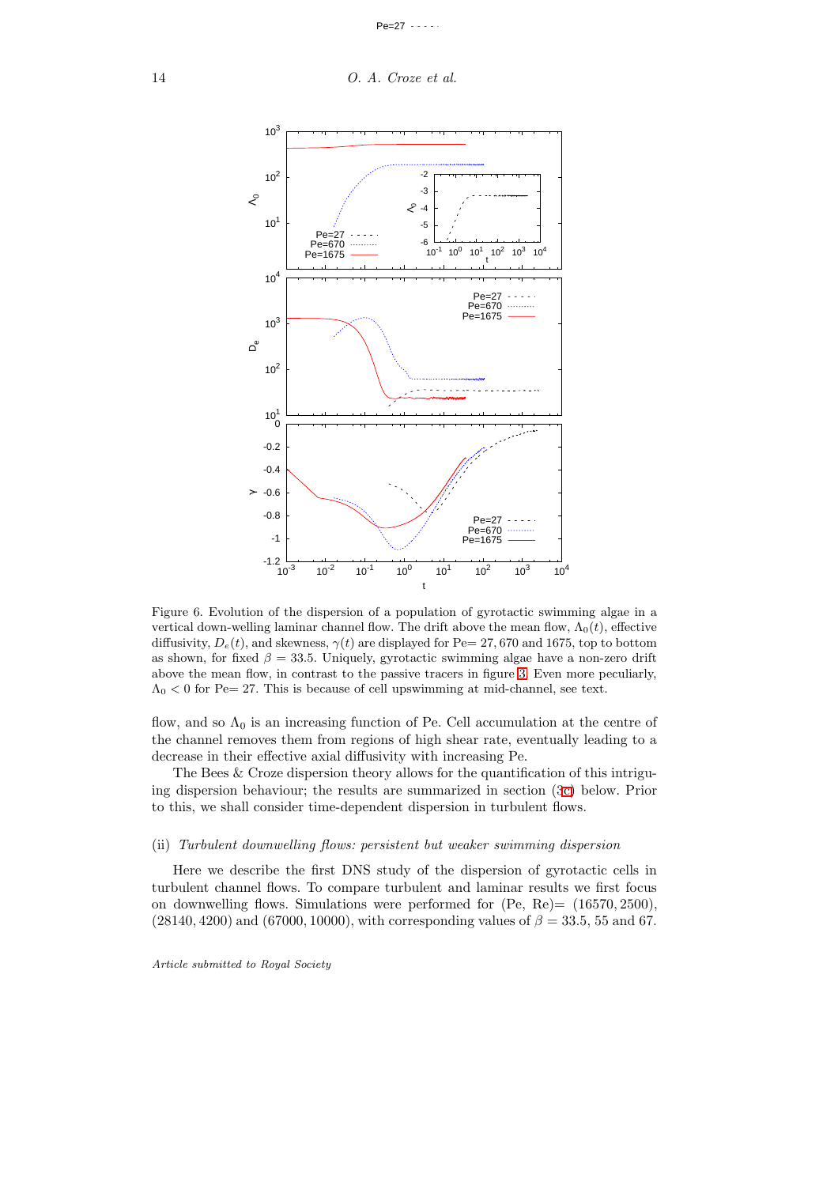Figure 6. Evolution of the dispersion of a population of gyrotactic swimming algae in a vertical down-welling laminar channel flow. The drift above the mean flow, $\Lambda_0(t)$, effective diffusivity, $D_e(t)$, and skewness, $\gamma(t)$ are displayed for Pe= 27, 670 and 1675, top to bottom as shown, for fixed $\beta = 33.5$. Uniquely, gyrotactic swimming algae have a non-zero drift above the mean flow, in contrast to the passive tracers in figure 3. Even more peculiarly, $\Lambda_0 < 0$ for Pe= 27. This is because of cell upswimming at mid-channel, see text.

flow, and so $\Lambda_0$ is an increasing function of Pe. Cell accumulation at the centre of the channel removes them from regions of high shear rate, eventually leading to a decrease in their effective axial diffusivity with increasing Pe.

The Bees & Croze dispersion theory allows for the quantification of this intriguing dispersion behaviour; the results are summarized in section (3c) below. Prior to this, we shall consider time-dependent dispersion in turbulent flows.

(ii) *Turbulent downwelling flows: persistent but weaker swimming dispersion*

Here we describe the first DNS study of the dispersion of gyrotactic cells in turbulent channel flows. To compare turbulent and laminar results we first focus on downwelling flows. Simulations were performed for (Pe, Re)= (16570, 2500), (28140, 4200) and (67000, 10000), with corresponding values of $\beta = 33.5$, 55 and 67.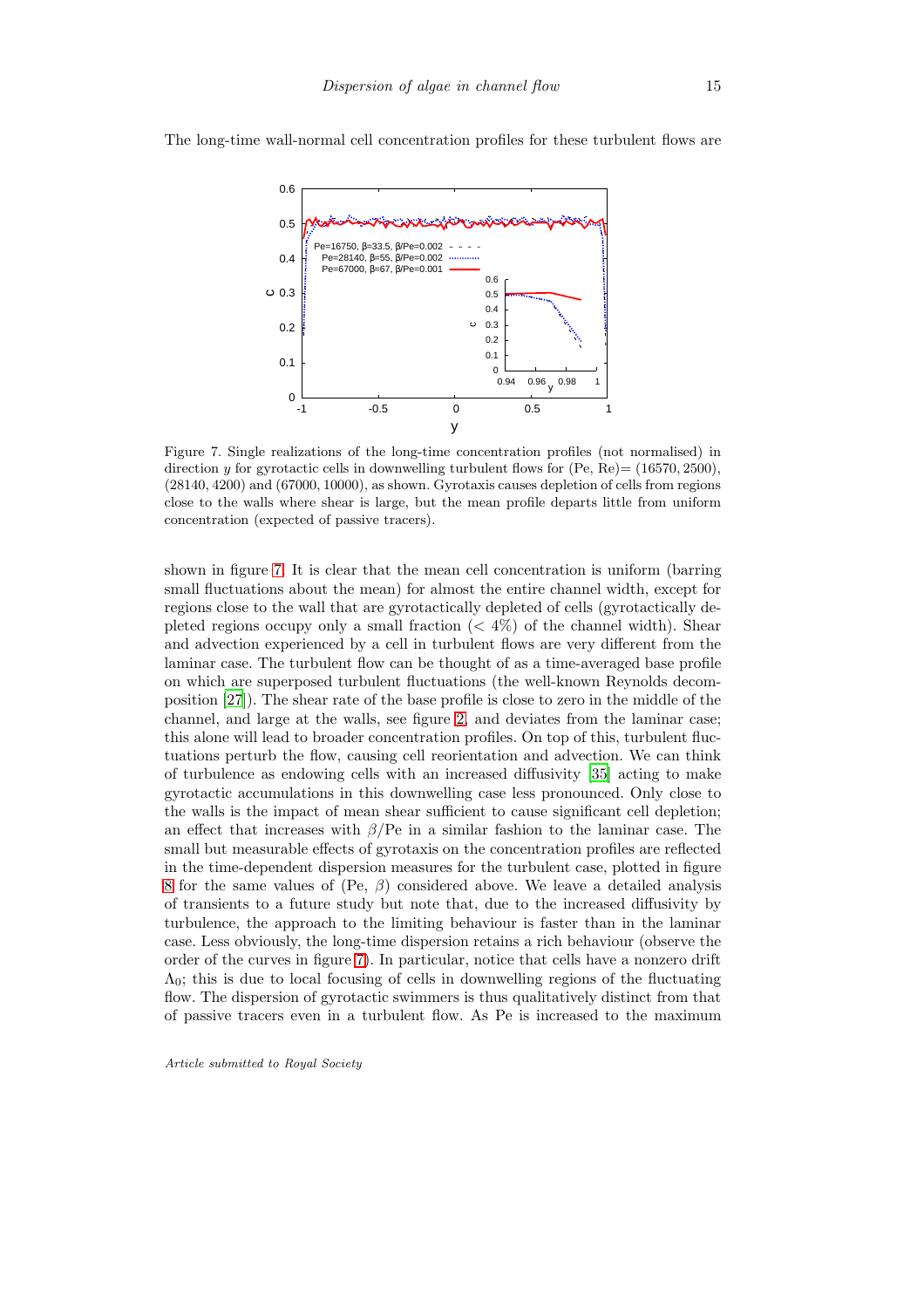The long-time wall-normal cell concentration profiles for these turbulent flows are

Figure 7. Single realizations of the long-time concentration profiles (not normalised) in direction $y$ for gyrotactic cells in downwelling turbulent flows for (Pe, Re)= (16570, 2500), (28140, 4200) and (67000, 10000), as shown. Gyrotaxis causes depletion of cells from regions close to the walls where shear is large, but the mean profile departs little from uniform concentration (expected of passive tracers).

shown in figure 7. It is clear that the mean cell concentration is uniform (barring small fluctuations about the mean) for almost the entire channel width, except for regions close to the wall that are gyrotactically depleted of cells (gyrotactically depleted regions occupy only a small fraction ($< 4\%$) of the channel width). Shear and advection experienced by a cell in turbulent flows are very different from the laminar case. The turbulent flow can be thought of as a time-averaged base profile on which are superposed turbulent fluctuations (the well-known Reynolds decomposition [27]). The shear rate of the base profile is close to zero in the middle of the channel, and large at the walls, see figure 2, and deviates from the laminar case; this alone will lead to broader concentration profiles. On top of this, turbulent fluctuations perturb the flow, causing cell reorientation and advection. We can think of turbulence as endowing cells with an increased diffusivity [35] acting to make gyrotactic accumulations in this downwelling case less pronounced. Only close to the walls is the impact of mean shear sufficient to cause significant cell depletion; an effect that increases with $\beta/\mathrm{Pe}$ in a similar fashion to the laminar case. The small but measurable effects of gyrotaxis on the concentration profiles are reflected in the time-dependent dispersion measures for the turbulent case, plotted in figure 8 for the same values of (Pe, $\beta$) considered above. We leave a detailed analysis of transients to a future study but note that, due to the increased diffusivity by turbulence, the approach to the limiting behaviour is faster than in the laminar case. Less obviously, the long-time dispersion retains a rich behaviour (observe the order of the curves in figure 7). In particular, notice that cells have a nonzero drift $\Lambda_0$; this is due to local focusing of cells in downwelling regions of the fluctuating flow. The dispersion of gyrotactic swimmers is thus qualitatively distinct from that of passive tracers even in a turbulent flow. As Pe is increased to the maximum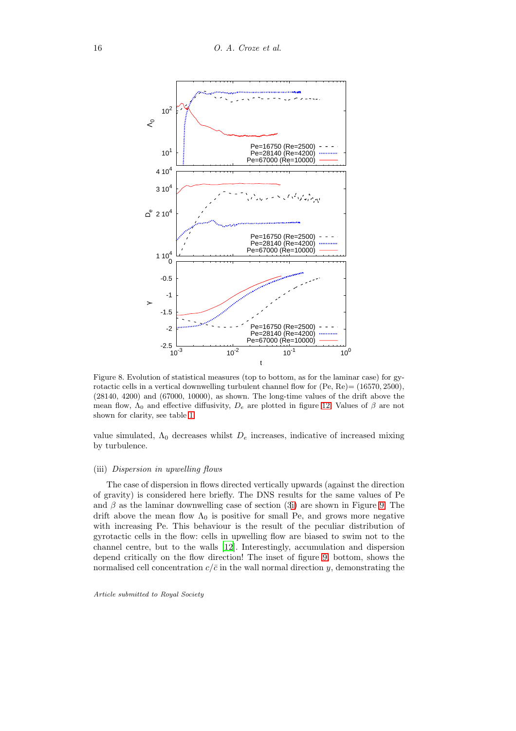Figure 8. Evolution of statistical measures (top to bottom, as for the laminar case) for gyrotactic cells in a vertical downwelling turbulent channel flow for (Pe, Re)= (16570, 2500), (28140, 4200) and (67000, 10000), as shown. The long-time values of the drift above the mean flow, $\Lambda_0$ and effective diffusivity, $D_e$ are plotted in figure 12. Values of $\beta$ are not shown for clarity, see table 1.

value simulated, $\Lambda_0$ decreases whilst $D_e$ increases, indicative of increased mixing by turbulence.

### (iii) *Dispersion in upwelling flows*

The case of dispersion in flows directed vertically upwards (against the direction of gravity) is considered here briefly. The DNS results for the same values of Pe and $\beta$ as the laminar downwelling case of section (3i) are shown in Figure 9. The drift above the mean flow $\Lambda_0$ is positive for small Pe, and grows more negative with increasing Pe. This behaviour is the result of the peculiar distribution of gyrotactic cells in the flow: cells in upwelling flow are biased to swim not to the channel centre, but to the walls [12]. Interestingly, accumulation and dispersion depend critically on the flow direction! The inset of figure 9, bottom, shows the normalised cell concentration $c/\bar{c}$ in the wall normal direction $y$, demonstrating the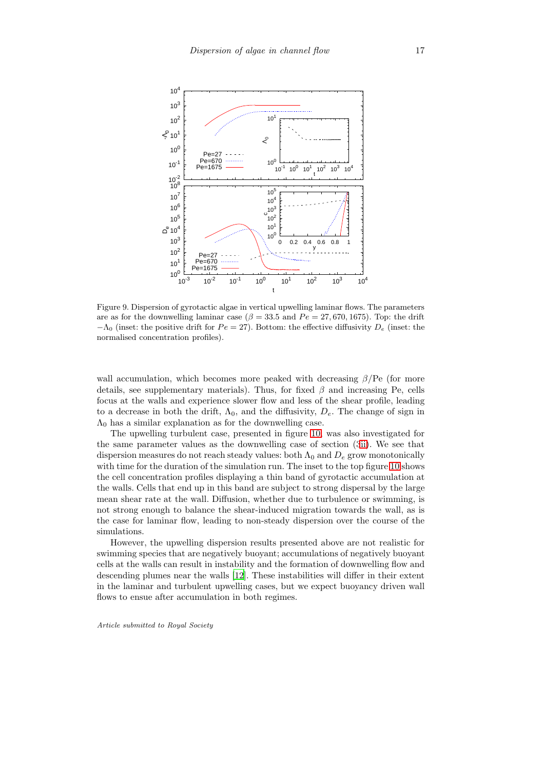Figure 9. Dispersion of gyrotactic algae in vertical upwelling laminar flows. The parameters are as for the downwelling laminar case ($\beta = 33.5$ and $Pe = 27, 670, 1675$). Top: the drift $-\Lambda_0$ (inset: the positive drift for $Pe = 27$). Bottom: the effective diffusivity $D_e$ (inset: the normalised concentration profiles).

wall accumulation, which becomes more peaked with decreasing $\beta$/Pe (for more details, see supplementary materials). Thus, for fixed $\beta$ and increasing Pe, cells focus at the walls and experience slower flow and less of the shear profile, leading to a decrease in both the drift, $\Lambda_0$, and the diffusivity, $D_e$. The change of sign in $\Lambda_0$ has a similar explanation as for the downwelling case.

The upwelling turbulent case, presented in figure 10, was also investigated for the same parameter values as the downwelling case of section (3ii). We see that dispersion measures do not reach steady values: both $\Lambda_0$ and $D_e$ grow monotonically with time for the duration of the simulation run. The inset to the top figure 10 shows the cell concentration profiles displaying a thin band of gyrotactic accumulation at the walls. Cells that end up in this band are subject to strong dispersal by the large mean shear rate at the wall. Diffusion, whether due to turbulence or swimming, is not strong enough to balance the shear-induced migration towards the wall, as is the case for laminar flow, leading to non-steady dispersion over the course of the simulations.

However, the upwelling dispersion results presented above are not realistic for swimming species that are negatively buoyant; accumulations of negatively buoyant cells at the walls can result in instability and the formation of downwelling flow and descending plumes near the walls [12]. These instabilities will differ in their extent in the laminar and turbulent upwelling cases, but we expect buoyancy driven wall flows to ensue after accumulation in both regimes.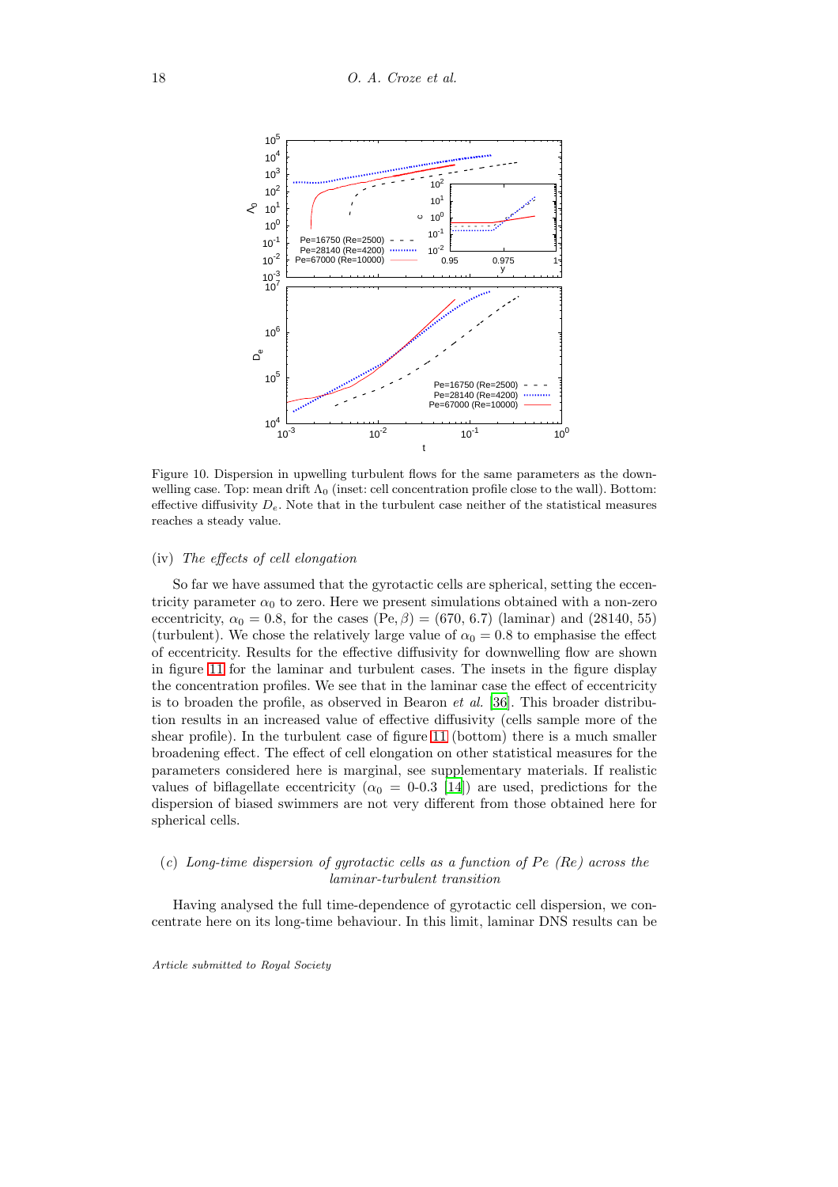Figure 10. Dispersion in upwelling turbulent flows for the same parameters as the downwelling case. Top: mean drift $\Lambda_0$ (inset: cell concentration profile close to the wall). Bottom: effective diffusivity $D_e$. Note that in the turbulent case neither of the statistical measures reaches a steady value.

#### (iv) *The effects of cell elongation*

So far we have assumed that the gyrotactic cells are spherical, setting the eccentricity parameter $\alpha_0$ to zero. Here we present simulations obtained with a non-zero eccentricity, $\alpha_0 = 0.8$, for the cases $(\mathrm{Pe}, \beta) = (670, 6.7)$ (laminar) and $(28140, 55)$ (turbulent). We chose the relatively large value of $\alpha_0 = 0.8$ to emphasise the effect of eccentricity. Results for the effective diffusivity for downwelling flow are shown in figure 11 for the laminar and turbulent cases. The insets in the figure display the concentration profiles. We see that in the laminar case the effect of eccentricity is to broaden the profile, as observed in Bearon *et al.* [36]. This broader distribution results in an increased value of effective diffusivity (cells sample more of the shear profile). In the turbulent case of figure 11 (bottom) there is a much smaller broadening effect. The effect of cell elongation on other statistical measures for the parameters considered here is marginal, see supplementary materials. If realistic values of biflagellate eccentricity ($\alpha_0$ = 0-0.3 [14]) are used, predictions for the dispersion of biased swimmers are not very different from those obtained here for spherical cells.

### (c) *Long-time dispersion of gyrotactic cells as a function of Pe (Re) across the laminar-turbulent transition*

Having analysed the full time-dependence of gyrotactic cell dispersion, we concentrate here on its long-time behaviour. In this limit, laminar DNS results can be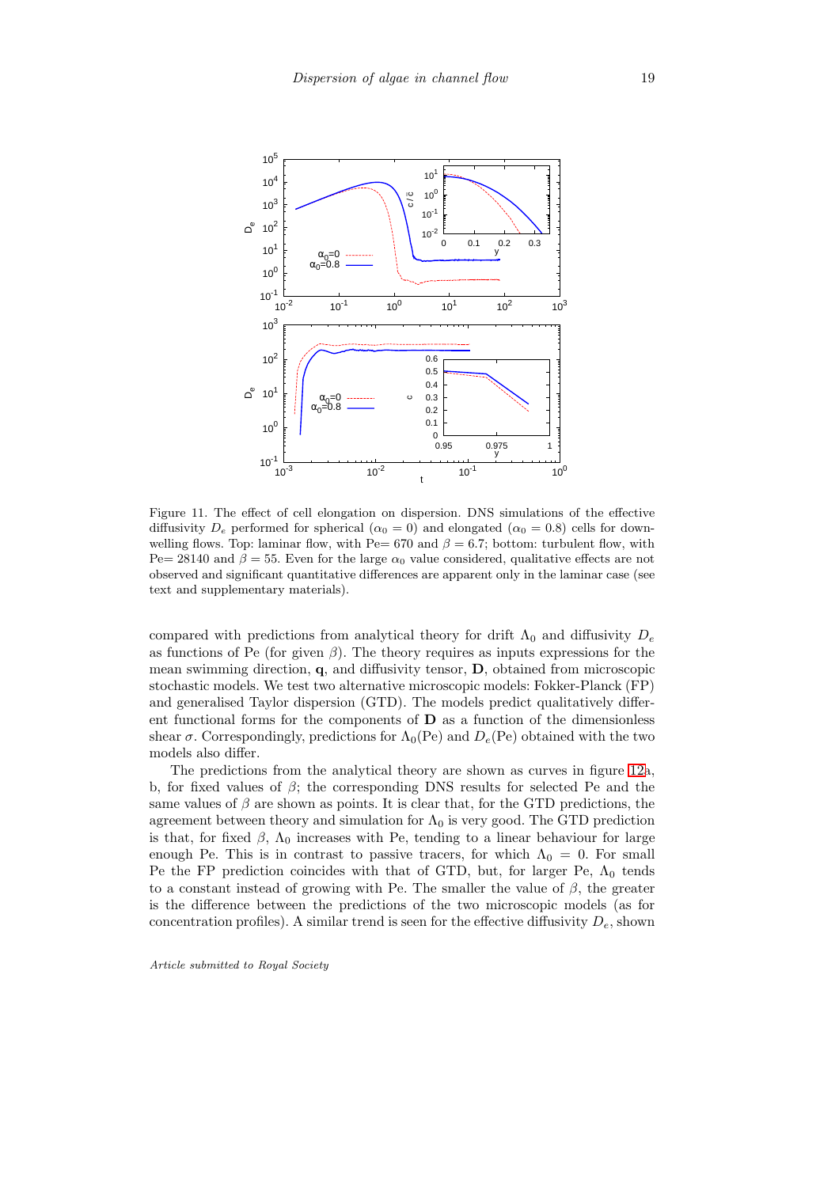Figure 11. The effect of cell elongation on dispersion. DNS simulations of the effective diffusivity $D_e$ performed for spherical ($\alpha_0 = 0$) and elongated ($\alpha_0 = 0.8$) cells for downwelling flows. Top: laminar flow, with Pe= 670 and $\beta = 6.7$; bottom: turbulent flow, with Pe= 28140 and $\beta = 55$. Even for the large $\alpha_0$ value considered, qualitative effects are not observed and significant quantitative differences are apparent only in the laminar case (see text and supplementary materials).

compared with predictions from analytical theory for drift $\Lambda_0$ and diffusivity $D_e$ as functions of Pe (for given $\beta$). The theory requires as inputs expressions for the mean swimming direction, $\mathbf{q}$, and diffusivity tensor, $\mathbf{D}$, obtained from microscopic stochastic models. We test two alternative microscopic models: Fokker-Planck (FP) and generalised Taylor dispersion (GTD). The models predict qualitatively different functional forms for the components of $\mathbf{D}$ as a function of the dimensionless shear $\sigma$. Correspondingly, predictions for $\Lambda_0(\text{Pe})$ and $D_e(\text{Pe})$ obtained with the two models also differ.

The predictions from the analytical theory are shown as curves in figure 12a, b, for fixed values of $\beta$; the corresponding DNS results for selected Pe and the same values of $\beta$ are shown as points. It is clear that, for the GTD predictions, the agreement between theory and simulation for $\Lambda_0$ is very good. The GTD prediction is that, for fixed $\beta$, $\Lambda_0$ increases with Pe, tending to a linear behaviour for large enough Pe. This is in contrast to passive tracers, for which $\Lambda_0 = 0$. For small Pe the FP prediction coincides with that of GTD, but, for larger Pe, $\Lambda_0$ tends to a constant instead of growing with Pe. The smaller the value of $\beta$, the greater is the difference between the predictions of the two microscopic models (as for concentration profiles). A similar trend is seen for the effective diffusivity $D_e$, shown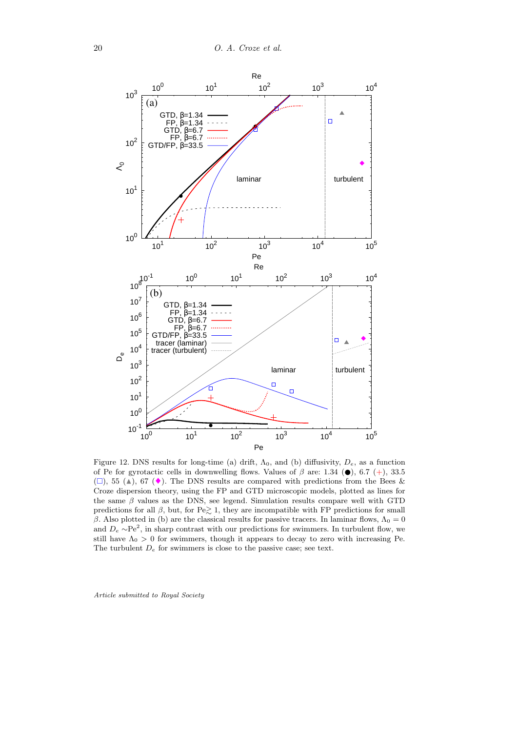Figure 12. DNS results for long-time (a) drift, $\Lambda_0$, and (b) diffusivity, $D_e$, as a function of Pe for gyrotactic cells in downwelling flows. Values of $\beta$ are: 1.34 (●), 6.7 (+), 33.5 (□), 55 (▲), 67 (◆). The DNS results are compared with predictions from the Bees & Croze dispersion theory, using the FP and GTD microscopic models, plotted as lines for the same $\beta$ values as the DNS, see legend. Simulation results compare well with GTD predictions for all $\beta$, but, for Pe$\gtrsim 1$, they are incompatible with FP predictions for small $\beta$. Also plotted in (b) are the classical results for passive tracers. In laminar flows, $\Lambda_0 = 0$ and $D_e \sim$Pe$^2$, in sharp contrast with our predictions for swimmers. In turbulent flow, we still have $\Lambda_0 > 0$ for swimmers, though it appears to decay to zero with increasing Pe. The turbulent $D_e$ for swimmers is close to the passive case; see text.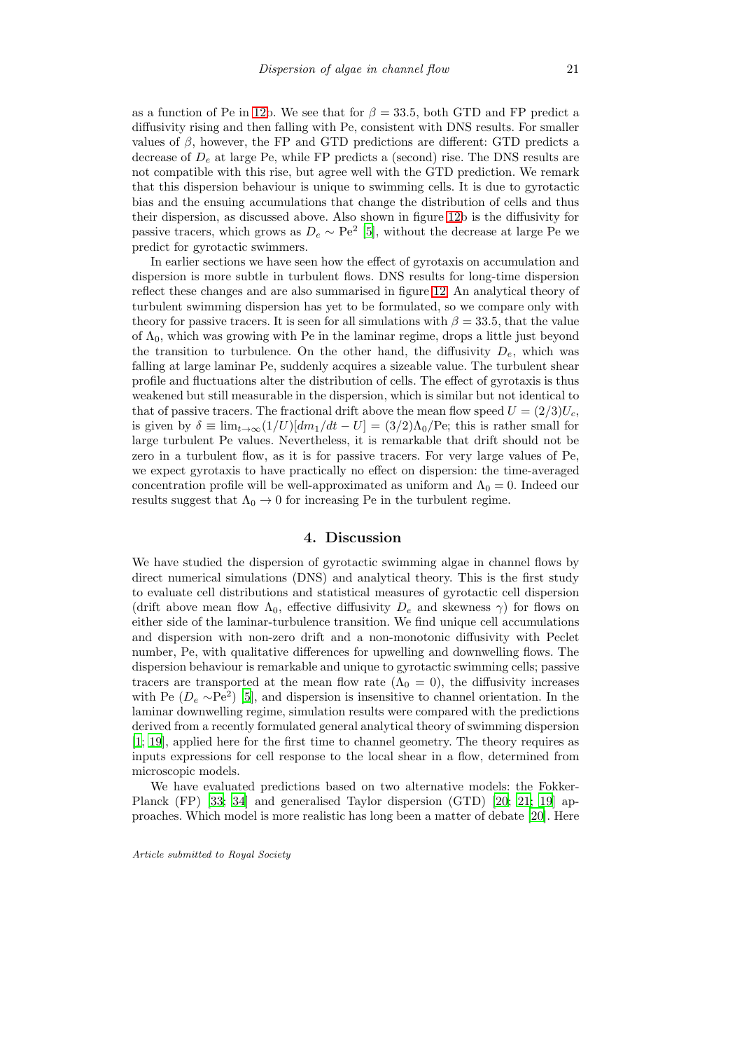as a function of Pe in 12b. We see that for $\beta = 33.5$, both GTD and FP predict a diffusivity rising and then falling with Pe, consistent with DNS results. For smaller values of $\beta$, however, the FP and GTD predictions are different: GTD predicts a decrease of $D_e$ at large Pe, while FP predicts a (second) rise. The DNS results are not compatible with this rise, but agree well with the GTD prediction. We remark that this dispersion behaviour is unique to swimming cells. It is due to gyrotactic bias and the ensuing accumulations that change the distribution of cells and thus their dispersion, as discussed above. Also shown in figure 12b is the diffusivity for passive tracers, which grows as $D_e \sim \mathrm{Pe}^2$ [5], without the decrease at large Pe we predict for gyrotactic swimmers.

In earlier sections we have seen how the effect of gyrotaxis on accumulation and dispersion is more subtle in turbulent flows. DNS results for long-time dispersion reflect these changes and are also summarised in figure 12. An analytical theory of turbulent swimming dispersion has yet to be formulated, so we compare only with theory for passive tracers. It is seen for all simulations with $\beta = 33.5$, that the value of $\Lambda_0$, which was growing with Pe in the laminar regime, drops a little just beyond the transition to turbulence. On the other hand, the diffusivity $D_e$, which was falling at large laminar Pe, suddenly acquires a sizeable value. The turbulent shear profile and fluctuations alter the distribution of cells. The effect of gyrotaxis is thus weakened but still measurable in the dispersion, which is similar but not identical to that of passive tracers. The fractional drift above the mean flow speed $U = (2/3)U_c$, is given by $\delta \equiv \lim_{t\to\infty}(1/U)[dm_1/dt - U] = (3/2)\Lambda_0/\mathrm{Pe}$; this is rather small for large turbulent Pe values. Nevertheless, it is remarkable that drift should not be zero in a turbulent flow, as it is for passive tracers. For very large values of Pe, we expect gyrotaxis to have practically no effect on dispersion: the time-averaged concentration profile will be well-approximated as uniform and $\Lambda_0 = 0$. Indeed our results suggest that $\Lambda_0 \to 0$ for increasing Pe in the turbulent regime.

## 4. Discussion

We have studied the dispersion of gyrotactic swimming algae in channel flows by direct numerical simulations (DNS) and analytical theory. This is the first study to evaluate cell distributions and statistical measures of gyrotactic cell dispersion (drift above mean flow $\Lambda_0$, effective diffusivity $D_e$ and skewness $\gamma$) for flows on either side of the laminar-turbulence transition. We find unique cell accumulations and dispersion with non-zero drift and a non-monotonic diffusivity with Peclet number, Pe, with qualitative differences for upwelling and downwelling flows. The dispersion behaviour is remarkable and unique to gyrotactic swimming cells; passive tracers are transported at the mean flow rate ($\Lambda_0 = 0$), the diffusivity increases with Pe ($D_e \sim \mathrm{Pe}^2$) [5], and dispersion is insensitive to channel orientation. In the laminar downwelling regime, simulation results were compared with the predictions derived from a recently formulated general analytical theory of swimming dispersion [1; 19], applied here for the first time to channel geometry. The theory requires as inputs expressions for cell response to the local shear in a flow, determined from microscopic models.

We have evaluated predictions based on two alternative models: the Fokker-Planck (FP) [33; 34] and generalised Taylor dispersion (GTD) [20; 21; 19] approaches. Which model is more realistic has long been a matter of debate [20]. Here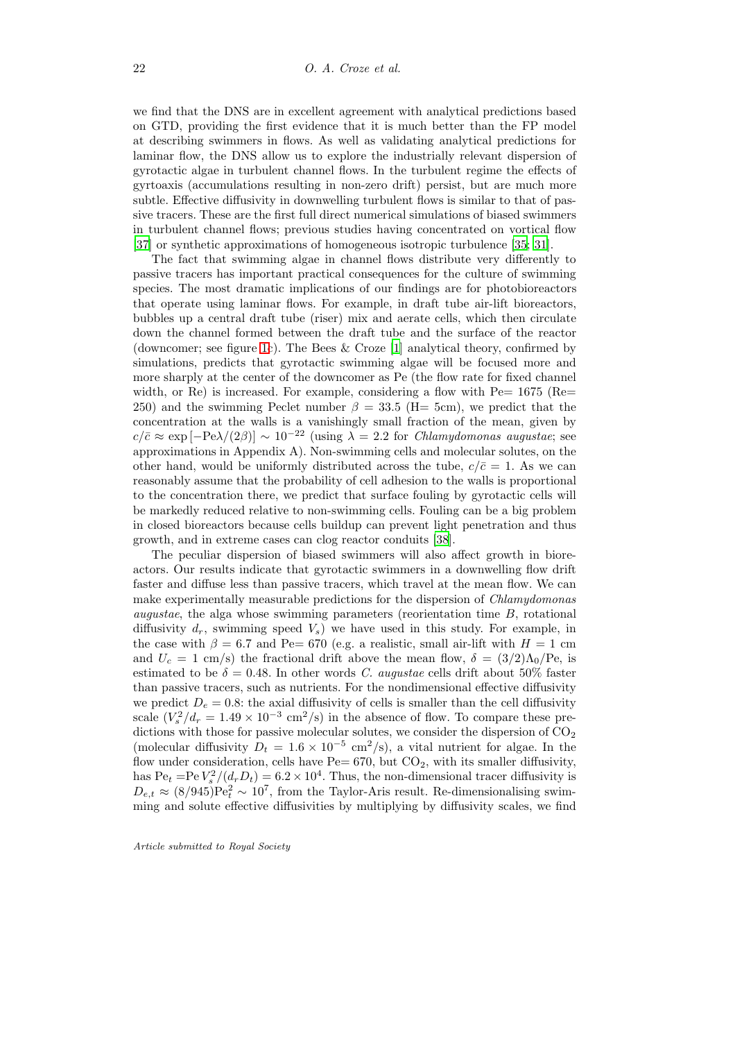we find that the DNS are in excellent agreement with analytical predictions based on GTD, providing the first evidence that it is much better than the FP model at describing swimmers in flows. As well as validating analytical predictions for laminar flow, the DNS allow us to explore the industrially relevant dispersion of gyrotactic algae in turbulent channel flows. In the turbulent regime the effects of gyrtoaxis (accumulations resulting in non-zero drift) persist, but are much more subtle. Effective diffusivity in downwelling turbulent flows is similar to that of passive tracers. These are the first full direct numerical simulations of biased swimmers in turbulent channel flows; previous studies having concentrated on vortical flow [37] or synthetic approximations of homogeneous isotropic turbulence [35; 31].

The fact that swimming algae in channel flows distribute very differently to passive tracers has important practical consequences for the culture of swimming species. The most dramatic implications of our findings are for photobioreactors that operate using laminar flows. For example, in draft tube air-lift bioreactors, bubbles up a central draft tube (riser) mix and aerate cells, which then circulate down the channel formed between the draft tube and the surface of the reactor (downcomer; see figure 1c). The Bees & Croze [1] analytical theory, confirmed by simulations, predicts that gyrotactic swimming algae will be focused more and more sharply at the center of the downcomer as Pe (the flow rate for fixed channel width, or Re) is increased. For example, considering a flow with Pe= 1675 (Re= 250) and the swimming Peclet number $\beta = 33.5$ (H= 5cm), we predict that the concentration at the walls is a vanishingly small fraction of the mean, given by $c/\bar{c} \approx \exp\left[-\mathrm{Pe}\lambda/(2\beta)\right] \sim 10^{-22}$ (using $\lambda = 2.2$ for *Chlamydomonas augustae*; see approximations in Appendix A). Non-swimming cells and molecular solutes, on the other hand, would be uniformly distributed across the tube, $c/\bar{c} = 1$. As we can reasonably assume that the probability of cell adhesion to the walls is proportional to the concentration there, we predict that surface fouling by gyrotactic cells will be markedly reduced relative to non-swimming cells. Fouling can be a big problem in closed bioreactors because cells buildup can prevent light penetration and thus growth, and in extreme cases can clog reactor conduits [38].

The peculiar dispersion of biased swimmers will also affect growth in bioreactors. Our results indicate that gyrotactic swimmers in a downwelling flow drift faster and diffuse less than passive tracers, which travel at the mean flow. We can make experimentally measurable predictions for the dispersion of *Chlamydomonas augustae*, the alga whose swimming parameters (reorientation time $B$, rotational diffusivity $d_r$, swimming speed $V_s$) we have used in this study. For example, in the case with $\beta = 6.7$ and Pe= 670 (e.g. a realistic, small air-lift with $H = 1$ cm and $U_c = 1$ cm/s) the fractional drift above the mean flow, $\delta = (3/2)\Lambda_0/\mathrm{Pe}$, is estimated to be $\delta = 0.48$. In other words *C. augustae* cells drift about 50% faster than passive tracers, such as nutrients. For the nondimensional effective diffusivity we predict $D_e = 0.8$: the axial diffusivity of cells is smaller than the cell diffusivity scale ($V_s^2/d_r = 1.49 \times 10^{-3}$ cm$^2$/s) in the absence of flow. To compare these predictions with those for passive molecular solutes, we consider the dispersion of $CO_2$ (molecular diffusivity $D_t = 1.6 \times 10^{-5}$ cm$^2$/s), a vital nutrient for algae. In the flow under consideration, cells have Pe= 670, but $CO_2$, with its smaller diffusivity, has $\mathrm{Pe}_t = \mathrm{Pe}\, V_s^2/(d_r D_t) = 6.2 \times 10^4$. Thus, the non-dimensional tracer diffusivity is $D_{e,t} \approx (8/945)\mathrm{Pe}_t^2 \sim 10^7$, from the Taylor-Aris result. Re-dimensionalising swimming and solute effective diffusivities by multiplying by diffusivity scales, we find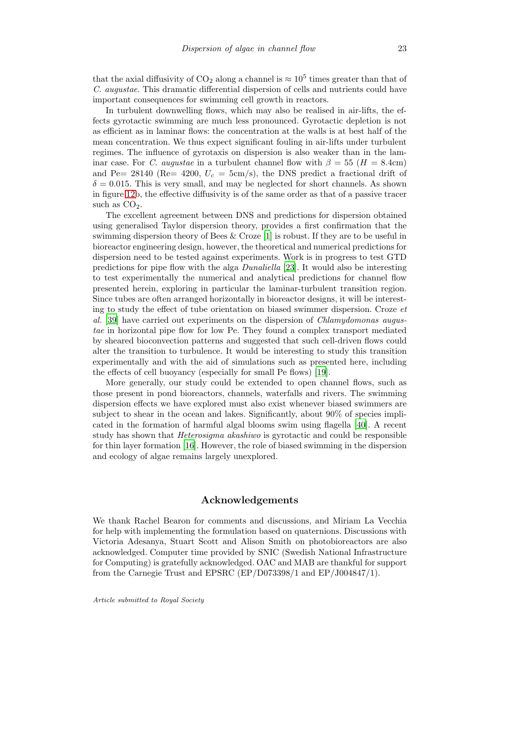that the axial diffusivity of $CO_2$ along a channel is $\approx 10^5$ times greater than that of *C. augustae*. This dramatic differential dispersion of cells and nutrients could have important consequences for swimming cell growth in reactors.

In turbulent downwelling flows, which may also be realised in air-lifts, the effects gyrotactic swimming are much less pronounced. Gyrotactic depletion is not as efficient as in laminar flows: the concentration at the walls is at best half of the mean concentration. We thus expect significant fouling in air-lifts under turbulent regimes. The influence of gyrotaxis on dispersion is also weaker than in the laminar case. For *C. augustae* in a turbulent channel flow with $\beta = 55$ ($H = 8.4$cm) and Pe$= 28140$ (Re$= 4200$, $U_c = 5$cm/s), the DNS predict a fractional drift of $\delta = 0.015$. This is very small, and may be neglected for short channels. As shown in figure 12b, the effective diffusivity is of the same order as that of a passive tracer such as $CO_2$.

The excellent agreement between DNS and predictions for dispersion obtained using generalised Taylor dispersion theory, provides a first confirmation that the swimming dispersion theory of Bees & Croze [1] is robust. If they are to be useful in bioreactor engineering design, however, the theoretical and numerical predictions for dispersion need to be tested against experiments. Work is in progress to test GTD predictions for pipe flow with the alga *Dunaliella* [23]. It would also be interesting to test experimentally the numerical and analytical predictions for channel flow presented herein, exploring in particular the laminar-turbulent transition region. Since tubes are often arranged horizontally in bioreactor designs, it will be interesting to study the effect of tube orientation on biased swimmer dispersion. Croze *et al.* [39] have carried out experiments on the dispersion of *Chlamydomonas augustae* in horizontal pipe flow for low Pe. They found a complex transport mediated by sheared bioconvection patterns and suggested that such cell-driven flows could alter the transition to turbulence. It would be interesting to study this transition experimentally and with the aid of simulations such as presented here, including the effects of cell buoyancy (especially for small Pe flows) [19].

More generally, our study could be extended to open channel flows, such as those present in pond bioreactors, channels, waterfalls and rivers. The swimming dispersion effects we have explored must also exist whenever biased swimmers are subject to shear in the ocean and lakes. Significantly, about 90% of species implicated in the formation of harmful algal blooms swim using flagella [40]. A recent study has shown that *Heterosigma akashiwo* is gyrotactic and could be responsible for thin layer formation [16]. However, the role of biased swimming in the dispersion and ecology of algae remains largely unexplored.

## Acknowledgements

We thank Rachel Bearon for comments and discussions, and Miriam La Vecchia for help with implementing the formulation based on quaternions. Discussions with Victoria Adesanya, Stuart Scott and Alison Smith on photobioreactors are also acknowledged. Computer time provided by SNIC (Swedish National Infrastructure for Computing) is gratefully acknowledged. OAC and MAB are thankful for support from the Carnegie Trust and EPSRC (EP/D073398/1 and EP/J004847/1).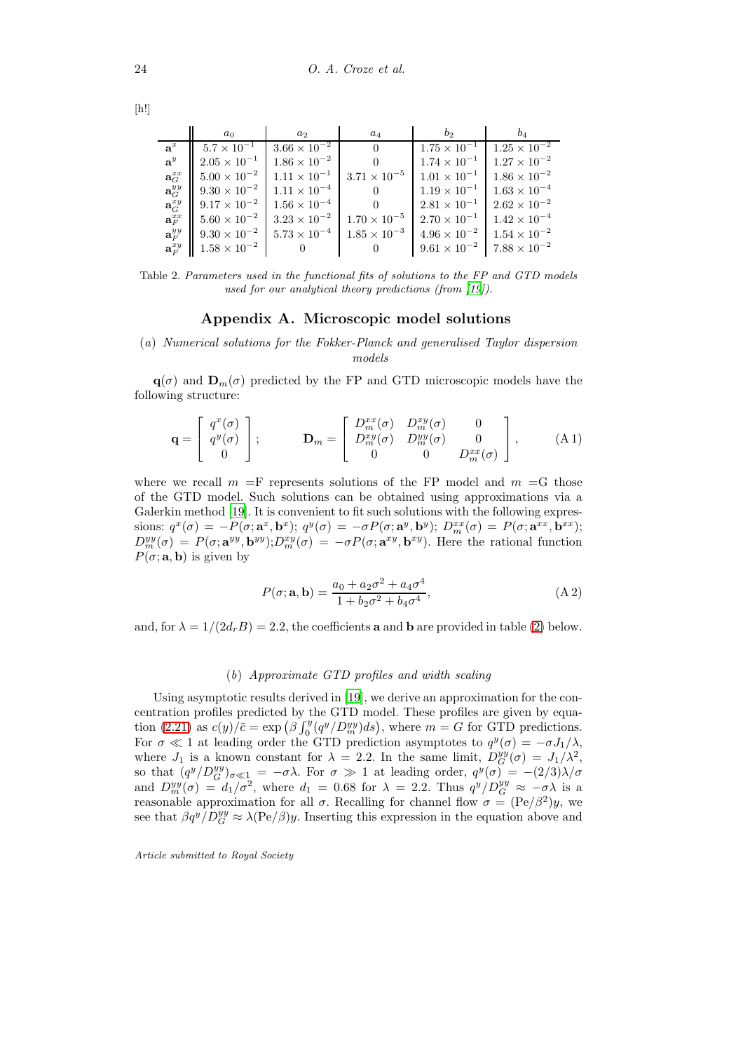[h!]

| | $a_0$ | $a_2$ | $a_4$ | $b_2$ | $b_4$ |
|---|---|---|---|---|---|
| $\mathbf{a}^x$ | $5.7 \times 10^{-1}$ | $3.66 \times 10^{-2}$ | 0 | $1.75 \times 10^{-1}$ | $1.25 \times 10^{-2}$ |
| $\mathbf{a}^y$ | $2.05 \times 10^{-1}$ | $1.86 \times 10^{-2}$ | 0 | $1.74 \times 10^{-1}$ | $1.27 \times 10^{-2}$ |
| $\mathbf{a}_G^{xx}$ | $5.00 \times 10^{-2}$ | $1.11 \times 10^{-1}$ | $3.71 \times 10^{-5}$ | $1.01 \times 10^{-1}$ | $1.86 \times 10^{-2}$ |
| $\mathbf{a}_G^{yy}$ | $9.30 \times 10^{-2}$ | $1.11 \times 10^{-4}$ | 0 | $1.19 \times 10^{-1}$ | $1.63 \times 10^{-4}$ |
| $\mathbf{a}_G^{xy}$ | $9.17 \times 10^{-2}$ | $1.56 \times 10^{-4}$ | 0 | $2.81 \times 10^{-1}$ | $2.62 \times 10^{-2}$ |
| $\mathbf{a}_F^{xx}$ | $5.60 \times 10^{-2}$ | $3.23 \times 10^{-2}$ | $1.70 \times 10^{-5}$ | $2.70 \times 10^{-1}$ | $1.42 \times 10^{-4}$ |
| $\mathbf{a}_F^{yy}$ | $9.30 \times 10^{-2}$ | $5.73 \times 10^{-4}$ | $1.85 \times 10^{-3}$ | $4.96 \times 10^{-2}$ | $1.54 \times 10^{-2}$ |
| $\mathbf{a}_F^{xy}$ | $1.58 \times 10^{-2}$ | 0 | 0 | $9.61 \times 10^{-2}$ | $7.88 \times 10^{-2}$ |

Table 2. *Parameters used in the functional fits of solutions to the FP and GTD models used for our analytical theory predictions (from [19]).*

## Appendix A. Microscopic model solutions

### (a) *Numerical solutions for the Fokker-Planck and generalised Taylor dispersion models*

$\mathbf{q}(\sigma)$ and $\mathbf{D}_m(\sigma)$ predicted by the FP and GTD microscopic models have the following structure:

$$\mathbf{q} = \begin{bmatrix} q^x(\sigma) \\ q^y(\sigma) \\ 0 \end{bmatrix}; \qquad \mathbf{D}_m = \begin{bmatrix} D_m^{xx}(\sigma) & D_m^{xy}(\sigma) & 0 \\ D_m^{xy}(\sigma) & D_m^{yy}(\sigma) & 0 \\ 0 & 0 & D_m^{xx}(\sigma) \end{bmatrix}, \tag{A 1}$$

where we recall $m$ =F represents solutions of the FP model and $m$ =G those of the GTD model. Such solutions can be obtained using approximations via a Galerkin method [19]. It is convenient to fit such solutions with the following expressions: $q^x(\sigma) = -P(\sigma; \mathbf{a}^x, \mathbf{b}^x)$; $q^y(\sigma) = -\sigma P(\sigma; \mathbf{a}^y, \mathbf{b}^y)$; $D_m^{xx}(\sigma) = P(\sigma; \mathbf{a}^{xx}, \mathbf{b}^{xx})$; $D_m^{yy}(\sigma) = P(\sigma; \mathbf{a}^{yy}, \mathbf{b}^{yy})$; $D_m^{xy}(\sigma) = -\sigma P(\sigma; \mathbf{a}^{xy}, \mathbf{b}^{xy})$. Here the rational function $P(\sigma; \mathbf{a}, \mathbf{b})$ is given by

$$P(\sigma; \mathbf{a}, \mathbf{b}) = \frac{a_0 + a_2\sigma^2 + a_4\sigma^4}{1 + b_2\sigma^2 + b_4\sigma^4}, \tag{A 2}$$

and, for $\lambda = 1/(2d_r B) = 2.2$, the coefficients $\mathbf{a}$ and $\mathbf{b}$ are provided in table (2) below.

### (b) *Approximate GTD profiles and width scaling*

Using asymptotic results derived in [19], we derive an approximation for the concentration profiles predicted by the GTD model. These profiles are given by equation (2.21) as $c(y)/\bar{c} = \exp\left(\beta \int_0^y (q^y/D_m^{yy}) ds\right)$, where $m = G$ for GTD predictions. For $\sigma \ll 1$ at leading order the GTD prediction asymptotes to $q^y(\sigma) = -\sigma J_1/\lambda$, where $J_1$ is a known constant for $\lambda = 2.2$. In the same limit, $D_G^{yy}(\sigma) = J_1/\lambda^2$, so that $(q^y/D_G^{yy})_{\sigma \ll 1} = -\sigma\lambda$. For $\sigma \gg 1$ at leading order, $q^y(\sigma) = -(2/3)\lambda/\sigma$ and $D_m^{yy}(\sigma) = d_1/\sigma^2$, where $d_1 = 0.68$ for $\lambda = 2.2$. Thus $q^y/D_G^{yy} \approx -\sigma\lambda$ is a reasonable approximation for all $\sigma$. Recalling for channel flow $\sigma = (\mathrm{Pe}/\beta^2)y$, we see that $\beta q^y/D_G^{yy} \approx \lambda(\mathrm{Pe}/\beta)y$. Inserting this expression in the equation above and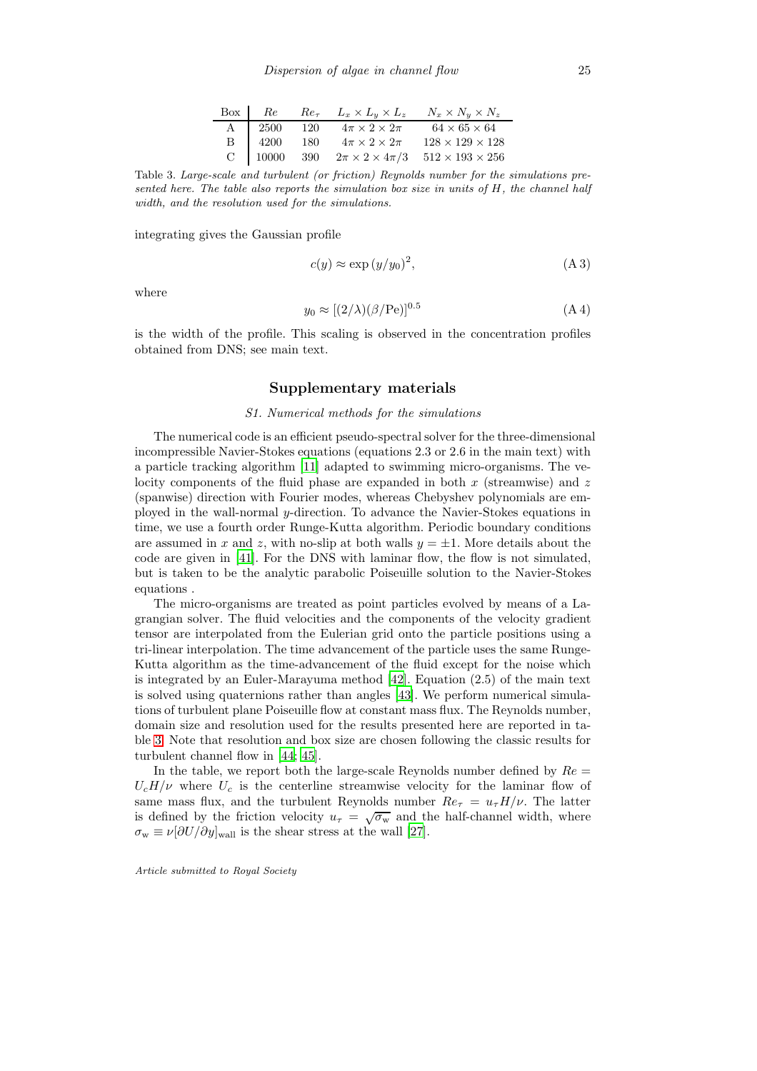| Box | $Re$ | $Re_\tau$ | $L_x \times L_y \times L_z$ | $N_x \times N_y \times N_z$ |
|---|---|---|---|---|
| A | 2500 | 120 | $4\pi \times 2 \times 2\pi$ | $64 \times 65 \times 64$ |
| B | 4200 | 180 | $4\pi \times 2 \times 2\pi$ | $128 \times 129 \times 128$ |
| C | 10000 | 390 | $2\pi \times 2 \times 4\pi/3$ | $512 \times 193 \times 256$ |

Table 3. *Large-scale and turbulent (or friction) Reynolds number for the simulations presented here. The table also reports the simulation box size in units of $H$, the channel half width, and the resolution used for the simulations.*

integrating gives the Gaussian profile

$$c(y) \approx \exp{(y/y_0)^2}, \tag{A 3}$$

where

$$y_0 \approx [(2/\lambda)(\beta/\mathrm{Pe})]^{0.5} \tag{A 4}$$

is the width of the profile. This scaling is observed in the concentration profiles obtained from DNS; see main text.

## Supplementary materials

### *S1. Numerical methods for the simulations*

The numerical code is an efficient pseudo-spectral solver for the three-dimensional incompressible Navier-Stokes equations (equations 2.3 or 2.6 in the main text) with a particle tracking algorithm [11] adapted to swimming micro-organisms. The velocity components of the fluid phase are expanded in both $x$ (streamwise) and $z$ (spanwise) direction with Fourier modes, whereas Chebyshev polynomials are employed in the wall-normal $y$-direction. To advance the Navier-Stokes equations in time, we use a fourth order Runge-Kutta algorithm. Periodic boundary conditions are assumed in $x$ and $z$, with no-slip at both walls $y = \pm 1$. More details about the code are given in [41]. For the DNS with laminar flow, the flow is not simulated, but is taken to be the analytic parabolic Poiseuille solution to the Navier-Stokes equations .

The micro-organisms are treated as point particles evolved by means of a Lagrangian solver. The fluid velocities and the components of the velocity gradient tensor are interpolated from the Eulerian grid onto the particle positions using a tri-linear interpolation. The time advancement of the particle uses the same Runge-Kutta algorithm as the time-advancement of the fluid except for the noise which is integrated by an Euler-Marayuma method [42]. Equation (2.5) of the main text is solved using quaternions rather than angles [43]. We perform numerical simulations of turbulent plane Poiseuille flow at constant mass flux. The Reynolds number, domain size and resolution used for the results presented here are reported in table 3. Note that resolution and box size are chosen following the classic results for turbulent channel flow in [44; 45].

In the table, we report both the large-scale Reynolds number defined by $Re = U_c H/\nu$ where $U_c$ is the centerline streamwise velocity for the laminar flow of same mass flux, and the turbulent Reynolds number $Re_\tau = u_\tau H/\nu$. The latter is defined by the friction velocity $u_\tau = \sqrt{\sigma_\mathrm{w}}$ and the half-channel width, where $\sigma_\mathrm{w} \equiv \nu[\partial U/\partial y]_\mathrm{wall}$ is the shear stress at the wall [27].

*Article submitted to Royal Society*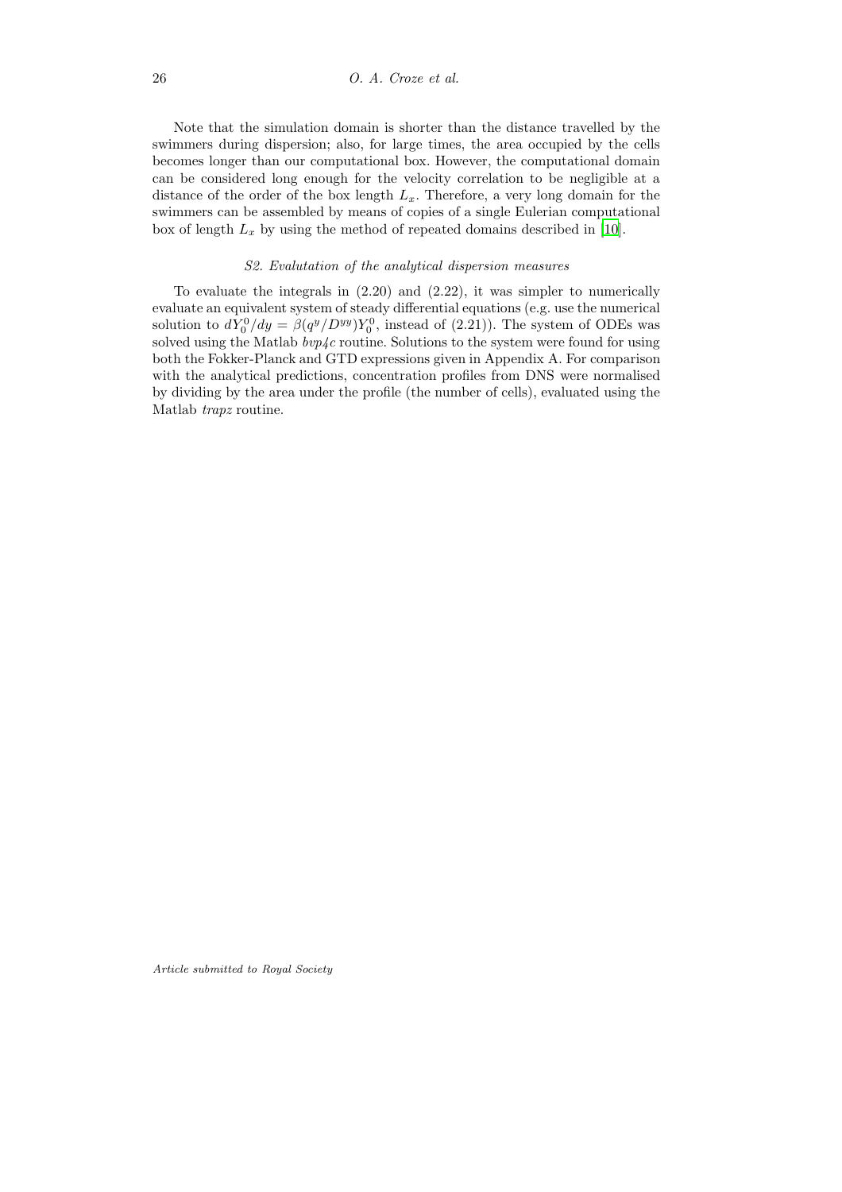Note that the simulation domain is shorter than the distance travelled by the swimmers during dispersion; also, for large times, the area occupied by the cells becomes longer than our computational box. However, the computational domain can be considered long enough for the velocity correlation to be negligible at a distance of the order of the box length $L_x$. Therefore, a very long domain for the swimmers can be assembled by means of copies of a single Eulerian computational box of length $L_x$ by using the method of repeated domains described in [10].

### *S2. Evalutation of the analytical dispersion measures*

To evaluate the integrals in (2.20) and (2.22), it was simpler to numerically evaluate an equivalent system of steady differential equations (e.g. use the numerical solution to $dY_0^0/dy = \beta(q^y/D^{yy})Y_0^0$, instead of (2.21)). The system of ODEs was solved using the Matlab *bvp4c* routine. Solutions to the system were found for using both the Fokker-Planck and GTD expressions given in Appendix A. For comparison with the analytical predictions, concentration profiles from DNS were normalised by dividing by the area under the profile (the number of cells), evaluated using the Matlab *trapz* routine.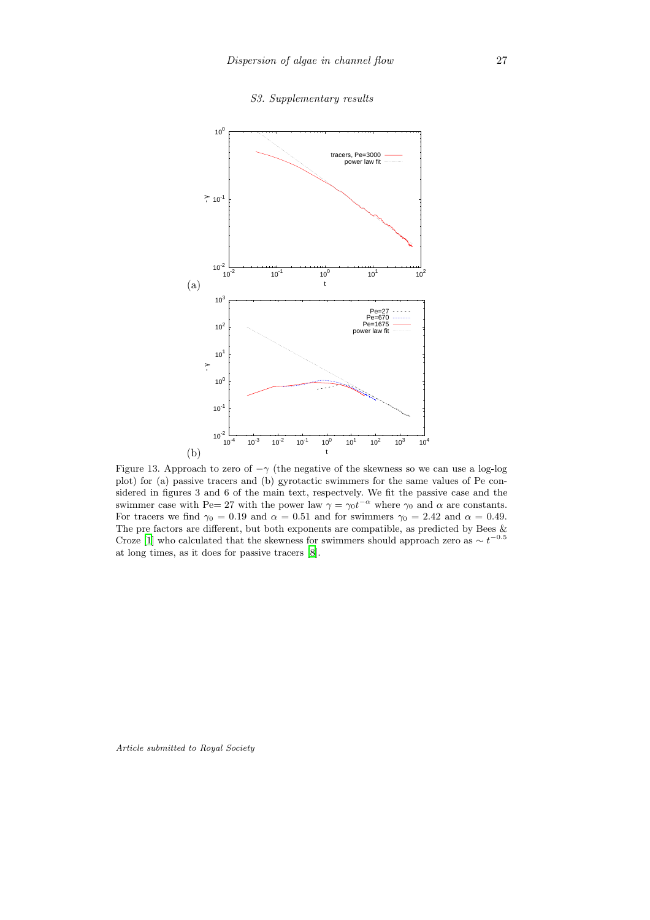## S3. Supplementary results

Figure 13. Approach to zero of $-\gamma$ (the negative of the skewness so we can use a log-log plot) for (a) passive tracers and (b) gyrotactic swimmers for the same values of Pe considered in figures 3 and 6 of the main text, respectvely. We fit the passive case and the swimmer case with Pe= 27 with the power law $\gamma = \gamma_0 t^{-\alpha}$ where $\gamma_0$ and $\alpha$ are constants. For tracers we find $\gamma_0 = 0.19$ and $\alpha = 0.51$ and for swimmers $\gamma_0 = 2.42$ and $\alpha = 0.49$. The pre factors are different, but both exponents are compatible, as predicted by Bees & Croze [1] who calculated that the skewness for swimmers should approach zero as $\sim t^{-0.5}$ at long times, as it does for passive tracers [8].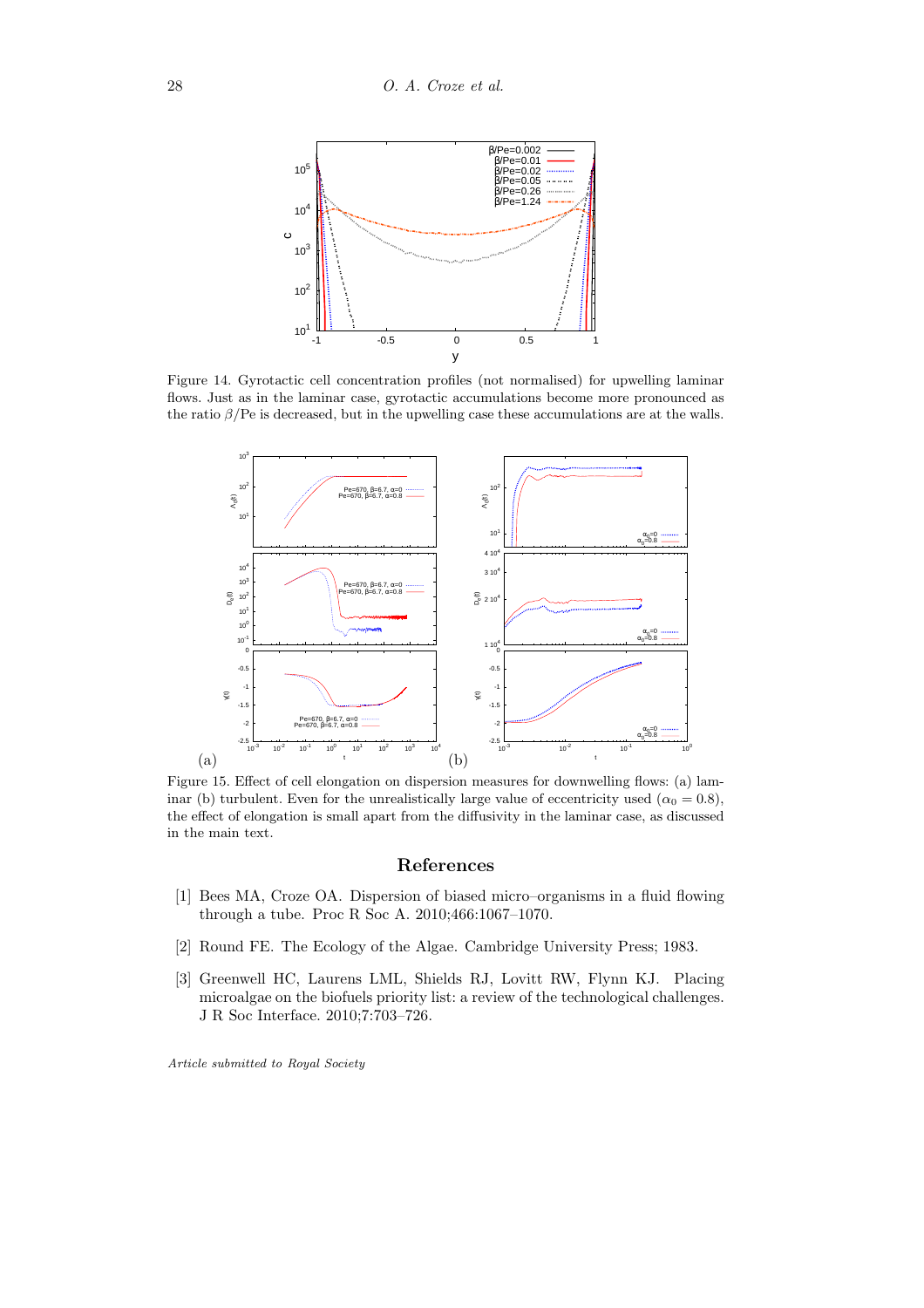Figure 14. Gyrotactic cell concentration profiles (not normalised) for upwelling laminar flows. Just as in the laminar case, gyrotactic accumulations become more pronounced as the ratio $\beta/\mathrm{Pe}$ is decreased, but in the upwelling case these accumulations are at the walls.

Figure 15. Effect of cell elongation on dispersion measures for downwelling flows: (a) laminar (b) turbulent. Even for the unrealistically large value of eccentricity used ($\alpha_0 = 0.8$), the effect of elongation is small apart from the diffusivity in the laminar case, as discussed in the main text.

## References

[1] Bees MA, Croze OA. Dispersion of biased micro–organisms in a fluid flowing through a tube. Proc R Soc A. 2010;466:1067–1070.

[2] Round FE. The Ecology of the Algae. Cambridge University Press; 1983.

[3] Greenwell HC, Laurens LML, Shields RJ, Lovitt RW, Flynn KJ. Placing microalgae on the biofuels priority list: a review of the technological challenges. J R Soc Interface. 2010;7:703–726.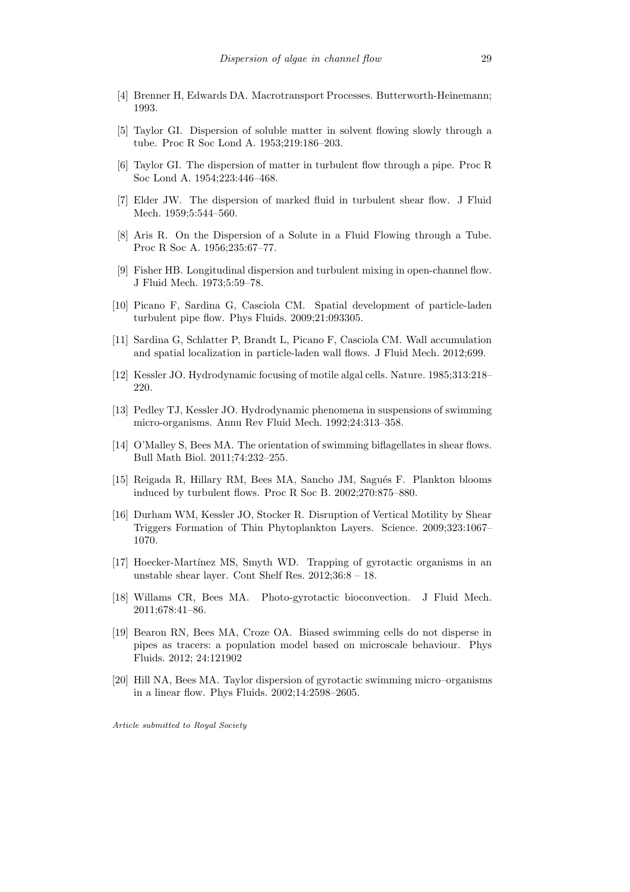[4] Brenner H, Edwards DA. Macrotransport Processes. Butterworth-Heinemann; 1993.

[5] Taylor GI. Dispersion of soluble matter in solvent flowing slowly through a tube. Proc R Soc Lond A. 1953;219:186–203.

[6] Taylor GI. The dispersion of matter in turbulent flow through a pipe. Proc R Soc Lond A. 1954;223:446–468.

[7] Elder JW. The dispersion of marked fluid in turbulent shear flow. J Fluid Mech. 1959;5:544–560.

[8] Aris R. On the Dispersion of a Solute in a Fluid Flowing through a Tube. Proc R Soc A. 1956;235:67–77.

[9] Fisher HB. Longitudinal dispersion and turbulent mixing in open-channel flow. J Fluid Mech. 1973;5:59–78.

[10] Picano F, Sardina G, Casciola CM. Spatial development of particle-laden turbulent pipe flow. Phys Fluids. 2009;21:093305.

[11] Sardina G, Schlatter P, Brandt L, Picano F, Casciola CM. Wall accumulation and spatial localization in particle-laden wall flows. J Fluid Mech. 2012;699.

[12] Kessler JO. Hydrodynamic focusing of motile algal cells. Nature. 1985;313:218–220.

[13] Pedley TJ, Kessler JO. Hydrodynamic phenomena in suspensions of swimming micro-organisms. Annu Rev Fluid Mech. 1992;24:313–358.

[14] O'Malley S, Bees MA. The orientation of swimming biflagellates in shear flows. Bull Math Biol. 2011;74:232–255.

[15] Reigada R, Hillary RM, Bees MA, Sancho JM, Sagués F. Plankton blooms induced by turbulent flows. Proc R Soc B. 2002;270:875–880.

[16] Durham WM, Kessler JO, Stocker R. Disruption of Vertical Motility by Shear Triggers Formation of Thin Phytoplankton Layers. Science. 2009;323:1067–1070.

[17] Hoecker-Martínez MS, Smyth WD. Trapping of gyrotactic organisms in an unstable shear layer. Cont Shelf Res. 2012;36:8 – 18.

[18] Willams CR, Bees MA. Photo-gyrotactic bioconvection. J Fluid Mech. 2011;678:41–86.

[19] Bearon RN, Bees MA, Croze OA. Biased swimming cells do not disperse in pipes as tracers: a population model based on microscale behaviour. Phys Fluids. 2012; 24:121902

[20] Hill NA, Bees MA. Taylor dispersion of gyrotactic swimming micro–organisms in a linear flow. Phys Fluids. 2002;14:2598–2605.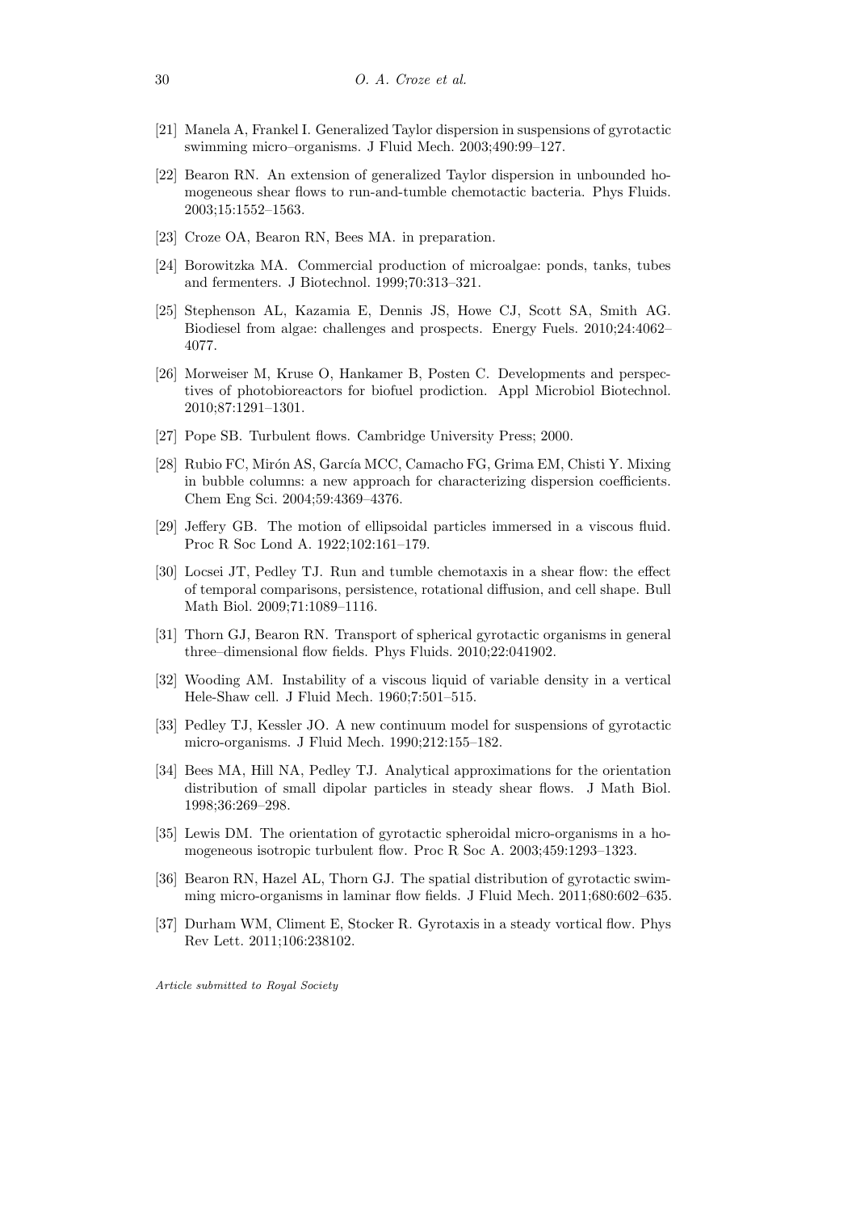[21] Manela A, Frankel I. Generalized Taylor dispersion in suspensions of gyrotactic swimming micro–organisms. J Fluid Mech. 2003;490:99–127.

[22] Bearon RN. An extension of generalized Taylor dispersion in unbounded homogeneous shear flows to run-and-tumble chemotactic bacteria. Phys Fluids. 2003;15:1552–1563.

[23] Croze OA, Bearon RN, Bees MA. in preparation.

[24] Borowitzka MA. Commercial production of microalgae: ponds, tanks, tubes and fermenters. J Biotechnol. 1999;70:313–321.

[25] Stephenson AL, Kazamia E, Dennis JS, Howe CJ, Scott SA, Smith AG. Biodiesel from algae: challenges and prospects. Energy Fuels. 2010;24:4062–4077.

[26] Morweiser M, Kruse O, Hankamer B, Posten C. Developments and perspectives of photobioreactors for biofuel prodiction. Appl Microbiol Biotechnol. 2010;87:1291–1301.

[27] Pope SB. Turbulent flows. Cambridge University Press; 2000.

[28] Rubio FC, Mirón AS, García MCC, Camacho FG, Grima EM, Chisti Y. Mixing in bubble columns: a new approach for characterizing dispersion coefficients. Chem Eng Sci. 2004;59:4369–4376.

[29] Jeffery GB. The motion of ellipsoidal particles immersed in a viscous fluid. Proc R Soc Lond A. 1922;102:161–179.

[30] Locsei JT, Pedley TJ. Run and tumble chemotaxis in a shear flow: the effect of temporal comparisons, persistence, rotational diffusion, and cell shape. Bull Math Biol. 2009;71:1089–1116.

[31] Thorn GJ, Bearon RN. Transport of spherical gyrotactic organisms in general three–dimensional flow fields. Phys Fluids. 2010;22:041902.

[32] Wooding AM. Instability of a viscous liquid of variable density in a vertical Hele-Shaw cell. J Fluid Mech. 1960;7:501–515.

[33] Pedley TJ, Kessler JO. A new continuum model for suspensions of gyrotactic micro-organisms. J Fluid Mech. 1990;212:155–182.

[34] Bees MA, Hill NA, Pedley TJ. Analytical approximations for the orientation distribution of small dipolar particles in steady shear flows. J Math Biol. 1998;36:269–298.

[35] Lewis DM. The orientation of gyrotactic spheroidal micro-organisms in a homogeneous isotropic turbulent flow. Proc R Soc A. 2003;459:1293–1323.

[36] Bearon RN, Hazel AL, Thorn GJ. The spatial distribution of gyrotactic swimming micro-organisms in laminar flow fields. J Fluid Mech. 2011;680:602–635.

[37] Durham WM, Climent E, Stocker R. Gyrotaxis in a steady vortical flow. Phys Rev Lett. 2011;106:238102.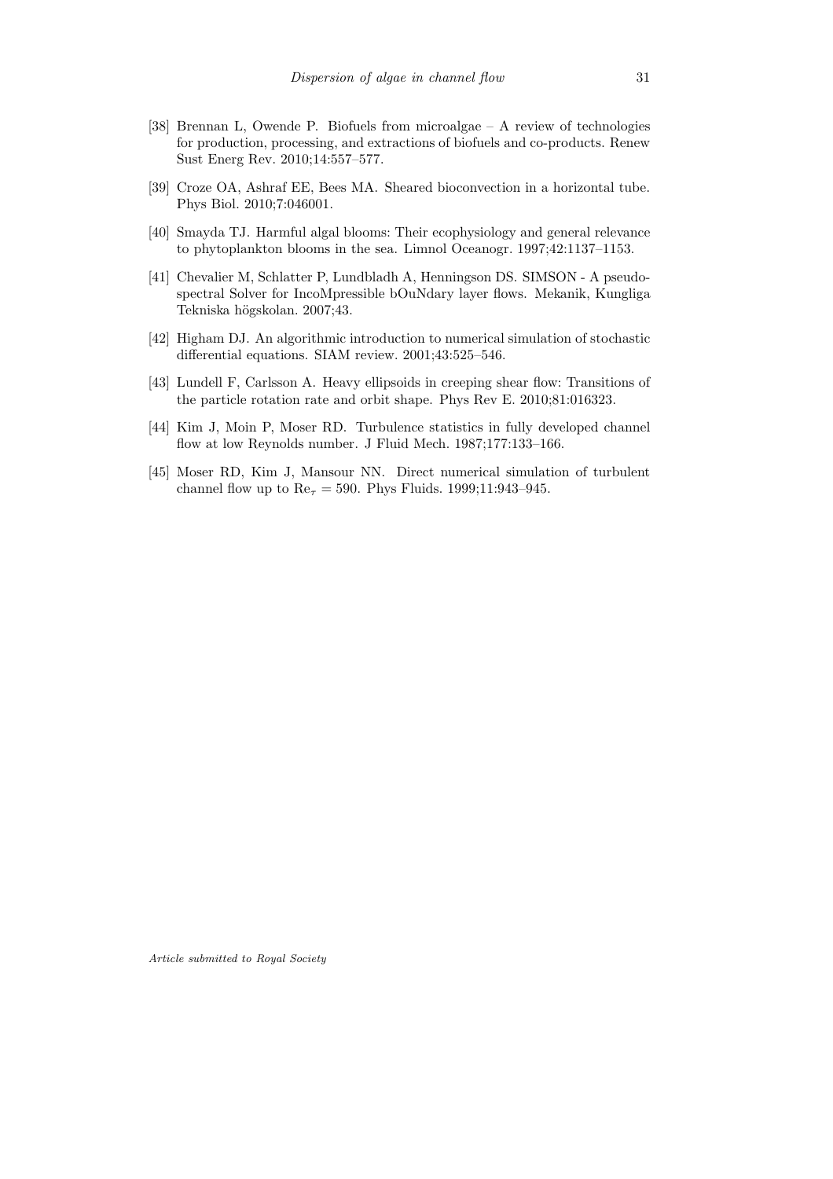[38] Brennan L, Owende P. Biofuels from microalgae – A review of technologies for production, processing, and extractions of biofuels and co-products. Renew Sust Energ Rev. 2010;14:557–577.

[39] Croze OA, Ashraf EE, Bees MA. Sheared bioconvection in a horizontal tube. Phys Biol. 2010;7:046001.

[40] Smayda TJ. Harmful algal blooms: Their ecophysiology and general relevance to phytoplankton blooms in the sea. Limnol Oceanogr. 1997;42:1137–1153.

[41] Chevalier M, Schlatter P, Lundbladh A, Henningson DS. SIMSON - A pseudo-spectral Solver for IncoMpressible bOuNdary layer flows. Mekanik, Kungliga Tekniska högskolan. 2007;43.

[42] Higham DJ. An algorithmic introduction to numerical simulation of stochastic differential equations. SIAM review. 2001;43:525–546.

[43] Lundell F, Carlsson A. Heavy ellipsoids in creeping shear flow: Transitions of the particle rotation rate and orbit shape. Phys Rev E. 2010;81:016323.

[44] Kim J, Moin P, Moser RD. Turbulence statistics in fully developed channel flow at low Reynolds number. J Fluid Mech. 1987;177:133–166.

[45] Moser RD, Kim J, Mansour NN. Direct numerical simulation of turbulent channel flow up to $\mathrm{Re}_\tau = 590$. Phys Fluids. 1999;11:943–945.